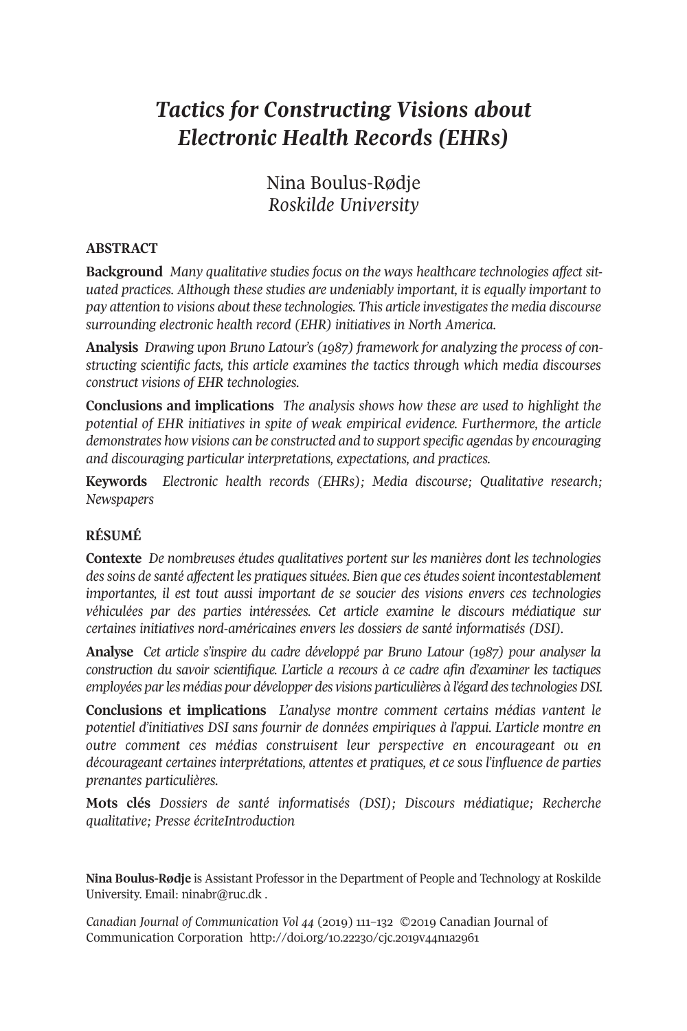# *Tactics for Constructing Visions about Electronic Health Records (EHRs)*

Nina Boulus-Rødje
*Roskilde University*

## ABSTRACT

**Background** *Many qualitative studies focus on the ways healthcare technologies affect situated practices. Although these studies are undeniably important, it is equally important to pay attention to visions about these technologies. This article investigates the media discourse surrounding electronic health record (EHR) initiatives in North America.*

**Analysis** *Drawing upon Bruno Latour's (1987) framework for analyzing the process of constructing scientific facts, this article examines the tactics through which media discourses construct visions of EHR technologies.*

**Conclusions and implications** *The analysis shows how these are used to highlight the potential of EHR initiatives in spite of weak empirical evidence. Furthermore, the article demonstrates how visions can be constructed and to support specific agendas by encouraging and discouraging particular interpretations, expectations, and practices.*

**Keywords** *Electronic health records (EHRs); Media discourse; Qualitative research; Newspapers*

## RÉSUMÉ

**Contexte** *De nombreuses études qualitatives portent sur les manières dont les technologies des soins de santé affectent les pratiques situées. Bien que ces études soient incontestablement importantes, il est tout aussi important de se soucier des visions envers ces technologies véhiculées par des parties intéressées. Cet article examine le discours médiatique sur certaines initiatives nord-américaines envers les dossiers de santé informatisés (DSI).*

**Analyse** *Cet article s'inspire du cadre développé par Bruno Latour (1987) pour analyser la construction du savoir scientifique. L'article a recours à ce cadre afin d'examiner les tactiques employées par les médias pour développer des visions particulières à l'égard des technologies DSI.*

**Conclusions et implications** *L'analyse montre comment certains médias vantent le potentiel d'initiatives DSI sans fournir de données empiriques à l'appui. L'article montre en outre comment ces médias construisent leur perspective en encourageant ou en décourageant certaines interprétations, attentes et pratiques, et ce sous l'influence de parties prenantes particulières.*

**Mots clés** *Dossiers de santé informatisés (DSI); Discours médiatique; Recherche qualitative; Presse écriteIntroduction*

**Nina Boulus-Rødje** is Assistant Professor in the Department of People and Technology at Roskilde University. Email: ninabr@ruc.dk .

*Canadian Journal of Communication Vol 44* (2019) 111–132 ©2019 Canadian Journal of Communication Corporation http://doi.org/10.22230/cjc.2019v44n1a2961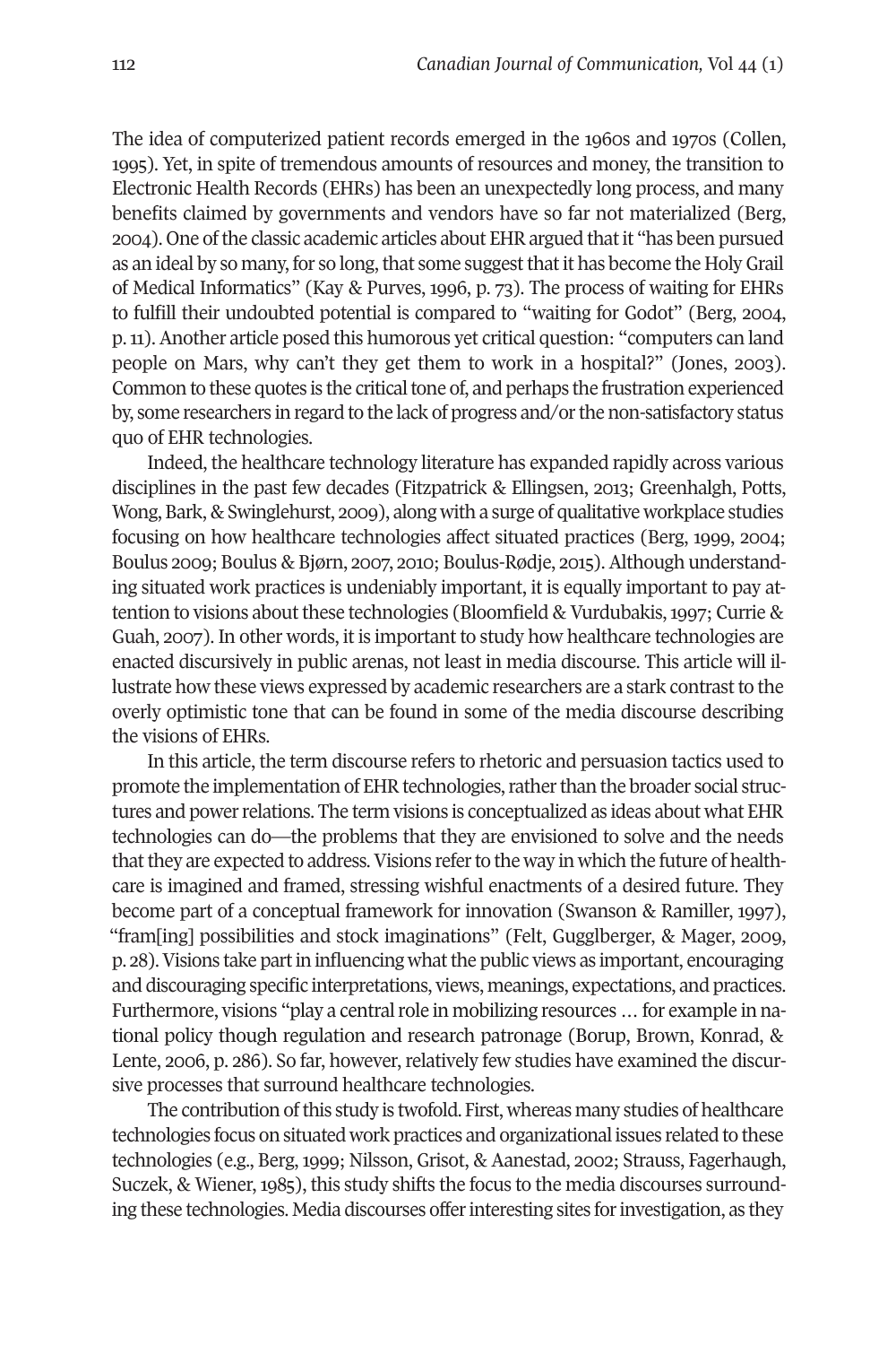The idea of computerized patient records emerged in the 1960s and 1970s (Collen, 1995). Yet, in spite of tremendous amounts of resources and money, the transition to Electronic Health Records (EHRs) has been an unexpectedly long process, and many benefits claimed by governments and vendors have so far not materialized (Berg, 2004). One of the classic academic articles about EHR argued that it "has been pursued as an ideal by so many, for so long, that some suggest that it has become the Holy Grail of Medical Informatics" (Kay & Purves, 1996, p. 73). The process of waiting for EHRs to fulfill their undoubted potential is compared to "waiting for Godot" (Berg, 2004, p. 11). Another article posed this humorous yet critical question: "computers can land people on Mars, why can't they get them to work in a hospital?" (Jones, 2003). Common to these quotes is the critical tone of, and perhaps the frustration experienced by, some researchers in regard to the lack of progress and/or the non-satisfactory status quo of EHR technologies.

Indeed, the healthcare technology literature has expanded rapidly across various disciplines in the past few decades (Fitzpatrick & Ellingsen, 2013; Greenhalgh, Potts, Wong, Bark, & Swinglehurst, 2009), along with a surge of qualitative workplace studies focusing on how healthcare technologies affect situated practices (Berg, 1999, 2004; Boulus 2009; Boulus & Bjørn, 2007, 2010; Boulus-Rødje, 2015). Although understanding situated work practices is undeniably important, it is equally important to pay attention to visions about these technologies (Bloomfield & Vurdubakis, 1997; Currie & Guah, 2007). In other words, it is important to study how healthcare technologies are enacted discursively in public arenas, not least in media discourse. This article will illustrate how these views expressed by academic researchers are a stark contrast to the overly optimistic tone that can be found in some of the media discourse describing the visions of EHRs.

In this article, the term discourse refers to rhetoric and persuasion tactics used to promote the implementation of EHR technologies, rather than the broader social structures and power relations. The term visions is conceptualized as ideas about what EHR technologies can do—the problems that they are envisioned to solve and the needs that they are expected to address. Visions refer to the way in which the future of healthcare is imagined and framed, stressing wishful enactments of a desired future. They become part of a conceptual framework for innovation (Swanson & Ramiller, 1997), "fram[ing] possibilities and stock imaginations" (Felt, Gugglberger, & Mager, 2009, p. 28). Visions take part in influencing what the public views as important, encouraging and discouraging specific interpretations, views, meanings, expectations, and practices. Furthermore, visions "play a central role in mobilizing resources … for example in national policy though regulation and research patronage (Borup, Brown, Konrad, & Lente, 2006, p. 286). So far, however, relatively few studies have examined the discursive processes that surround healthcare technologies.

The contribution of this study is twofold. First, whereas many studies of healthcare technologies focus on situated work practices and organizational issues related to these technologies (e.g., Berg, 1999; Nilsson, Grisot, & Aanestad, 2002; Strauss, Fagerhaugh, Suczek, & Wiener, 1985), this study shifts the focus to the media discourses surrounding these technologies. Media discourses offer interesting sites for investigation, as they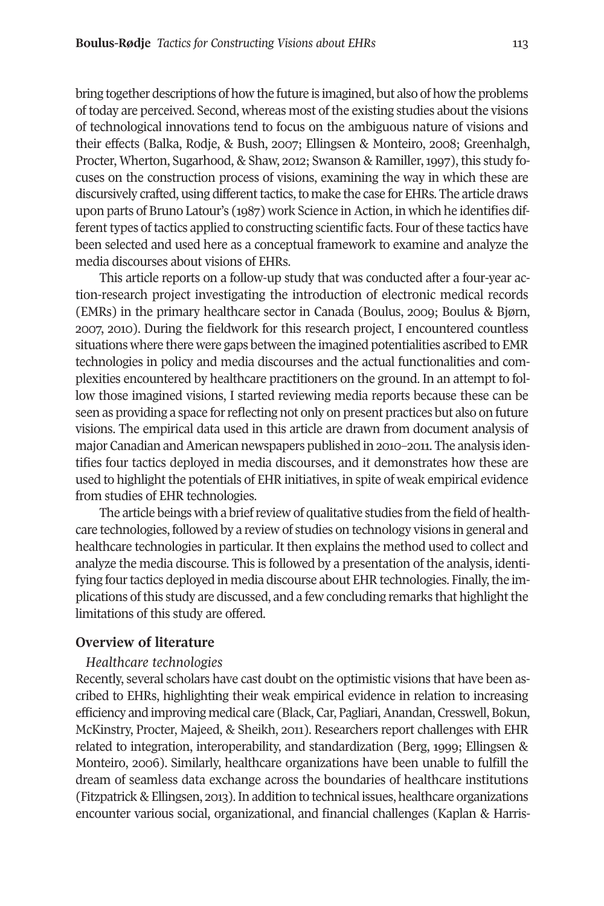bring together descriptions of how the future is imagined, but also of how the problems of today are perceived. Second, whereas most of the existing studies about the visions of technological innovations tend to focus on the ambiguous nature of visions and their effects (Balka, Rodje, & Bush, 2007; Ellingsen & Monteiro, 2008; Greenhalgh, Procter, Wherton, Sugarhood, & Shaw, 2012; Swanson & Ramiller, 1997), this study focuses on the construction process of visions, examining the way in which these are discursively crafted, using different tactics, to make the case for EHRs. The article draws upon parts of Bruno Latour's (1987) work Science in Action, in which he identifies different types of tactics applied to constructing scientific facts. Four of these tactics have been selected and used here as a conceptual framework to examine and analyze the media discourses about visions of EHRs.

This article reports on a follow-up study that was conducted after a four-year action-research project investigating the introduction of electronic medical records (EMRs) in the primary healthcare sector in Canada (Boulus, 2009; Boulus & Bjørn, 2007, 2010). During the fieldwork for this research project, I encountered countless situations where there were gaps between the imagined potentialities ascribed to EMR technologies in policy and media discourses and the actual functionalities and complexities encountered by healthcare practitioners on the ground. In an attempt to follow those imagined visions, I started reviewing media reports because these can be seen as providing a space for reflecting not only on present practices but also on future visions. The empirical data used in this article are drawn from document analysis of major Canadian and American newspapers published in 2010–2011. The analysis identifies four tactics deployed in media discourses, and it demonstrates how these are used to highlight the potentials of EHR initiatives, in spite of weak empirical evidence from studies of EHR technologies.

The article beings with a brief review of qualitative studies from the field of healthcare technologies, followed by a review of studies on technology visions in general and healthcare technologies in particular. It then explains the method used to collect and analyze the media discourse. This is followed by a presentation of the analysis, identifying four tactics deployed in media discourse about EHR technologies. Finally, the implications of this study are discussed, and a few concluding remarks that highlight the limitations of this study are offered.

## Overview of literature

### *Healthcare technologies*

Recently, several scholars have cast doubt on the optimistic visions that have been ascribed to EHRs, highlighting their weak empirical evidence in relation to increasing efficiency and improving medical care (Black, Car, Pagliari, Anandan, Cresswell, Bokun, McKinstry, Procter, Majeed, & Sheikh, 2011). Researchers report challenges with EHR related to integration, interoperability, and standardization (Berg, 1999; Ellingsen & Monteiro, 2006). Similarly, healthcare organizations have been unable to fulfill the dream of seamless data exchange across the boundaries of healthcare institutions (Fitzpatrick & Ellingsen, 2013). In addition to technical issues, healthcare organizations encounter various social, organizational, and financial challenges (Kaplan & Harris-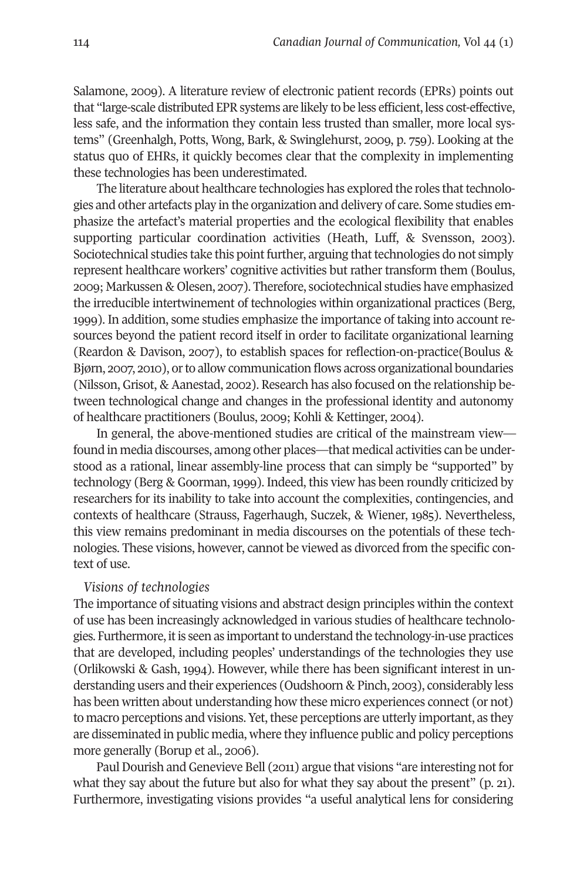Salamone, 2009). A literature review of electronic patient records (EPRs) points out that "large-scale distributed EPR systems are likely to be less efficient, less cost-effective, less safe, and the information they contain less trusted than smaller, more local systems" (Greenhalgh, Potts, Wong, Bark, & Swinglehurst, 2009, p. 759). Looking at the status quo of EHRs, it quickly becomes clear that the complexity in implementing these technologies has been underestimated.

The literature about healthcare technologies has explored the roles that technologies and other artefacts play in the organization and delivery of care. Some studies emphasize the artefact's material properties and the ecological flexibility that enables supporting particular coordination activities (Heath, Luff, & Svensson, 2003). Sociotechnical studies take this point further, arguing that technologies do not simply represent healthcare workers' cognitive activities but rather transform them (Boulus, 2009; Markussen & Olesen, 2007). Therefore, sociotechnical studies have emphasized the irreducible intertwinement of technologies within organizational practices (Berg, 1999). In addition, some studies emphasize the importance of taking into account resources beyond the patient record itself in order to facilitate organizational learning (Reardon & Davison, 2007), to establish spaces for reflection-on-practice(Boulus & Bjørn, 2007, 2010), or to allow communication flows across organizational boundaries (Nilsson, Grisot, & Aanestad, 2002). Research has also focused on the relationship between technological change and changes in the professional identity and autonomy of healthcare practitioners (Boulus, 2009; Kohli & Kettinger, 2004).

In general, the above-mentioned studies are critical of the mainstream view—found in media discourses, among other places—that medical activities can be understood as a rational, linear assembly-line process that can simply be "supported" by technology (Berg & Goorman, 1999). Indeed, this view has been roundly criticized by researchers for its inability to take into account the complexities, contingencies, and contexts of healthcare (Strauss, Fagerhaugh, Suczek, & Wiener, 1985). Nevertheless, this view remains predominant in media discourses on the potentials of these technologies. These visions, however, cannot be viewed as divorced from the specific context of use.

*Visions of technologies*

The importance of situating visions and abstract design principles within the context of use has been increasingly acknowledged in various studies of healthcare technologies. Furthermore, it is seen as important to understand the technology-in-use practices that are developed, including peoples' understandings of the technologies they use (Orlikowski & Gash, 1994). However, while there has been significant interest in understanding users and their experiences (Oudshoorn & Pinch, 2003), considerably less has been written about understanding how these micro experiences connect (or not) to macro perceptions and visions. Yet, these perceptions are utterly important, as they are disseminated in public media, where they influence public and policy perceptions more generally (Borup et al., 2006).

Paul Dourish and Genevieve Bell (2011) argue that visions "are interesting not for what they say about the future but also for what they say about the present" (p. 21). Furthermore, investigating visions provides "a useful analytical lens for considering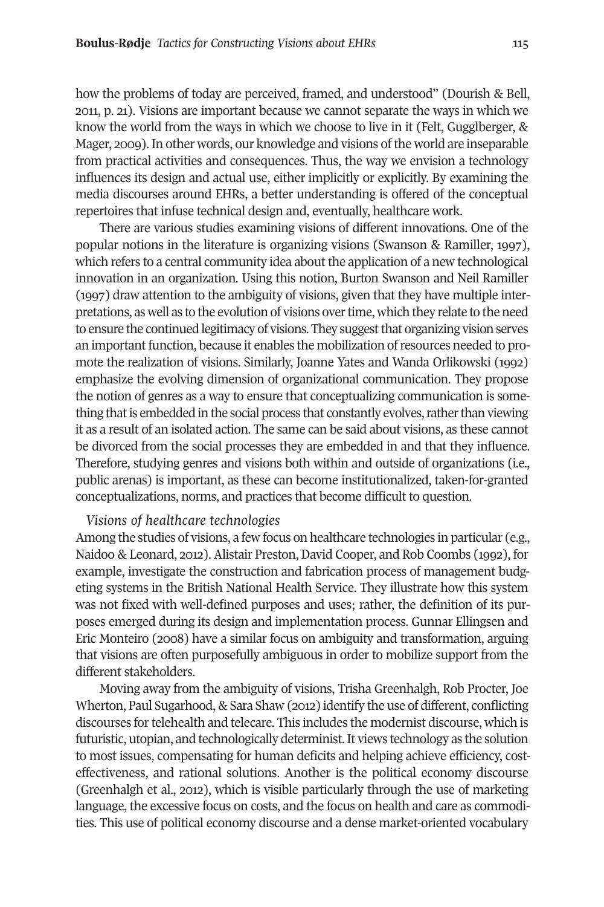how the problems of today are perceived, framed, and understood" (Dourish & Bell, 2011, p. 21). Visions are important because we cannot separate the ways in which we know the world from the ways in which we choose to live in it (Felt, Gugglberger, & Mager, 2009). In other words, our knowledge and visions of the world are inseparable from practical activities and consequences. Thus, the way we envision a technology influences its design and actual use, either implicitly or explicitly. By examining the media discourses around EHRs, a better understanding is offered of the conceptual repertoires that infuse technical design and, eventually, healthcare work.

There are various studies examining visions of different innovations. One of the popular notions in the literature is organizing visions (Swanson & Ramiller, 1997), which refers to a central community idea about the application of a new technological innovation in an organization. Using this notion, Burton Swanson and Neil Ramiller (1997) draw attention to the ambiguity of visions, given that they have multiple interpretations, as well as to the evolution of visions over time, which they relate to the need to ensure the continued legitimacy of visions. They suggest that organizing vision serves an important function, because it enables the mobilization of resources needed to promote the realization of visions. Similarly, Joanne Yates and Wanda Orlikowski (1992) emphasize the evolving dimension of organizational communication. They propose the notion of genres as a way to ensure that conceptualizing communication is something that is embedded in the social process that constantly evolves, rather than viewing it as a result of an isolated action. The same can be said about visions, as these cannot be divorced from the social processes they are embedded in and that they influence. Therefore, studying genres and visions both within and outside of organizations (i.e., public arenas) is important, as these can become institutionalized, taken-for-granted conceptualizations, norms, and practices that become difficult to question.

*Visions of healthcare technologies*

Among the studies of visions, a few focus on healthcare technologies in particular (e.g., Naidoo & Leonard, 2012). Alistair Preston, David Cooper, and Rob Coombs (1992), for example, investigate the construction and fabrication process of management budgeting systems in the British National Health Service. They illustrate how this system was not fixed with well-defined purposes and uses; rather, the definition of its purposes emerged during its design and implementation process. Gunnar Ellingsen and Eric Monteiro (2008) have a similar focus on ambiguity and transformation, arguing that visions are often purposefully ambiguous in order to mobilize support from the different stakeholders.

Moving away from the ambiguity of visions, Trisha Greenhalgh, Rob Procter, Joe Wherton, Paul Sugarhood, & Sara Shaw (2012) identify the use of different, conflicting discourses for telehealth and telecare. This includes the modernist discourse, which is futuristic, utopian, and technologically determinist. It views technology as the solution to most issues, compensating for human deficits and helping achieve efficiency, cost-effectiveness, and rational solutions. Another is the political economy discourse (Greenhalgh et al., 2012), which is visible particularly through the use of marketing language, the excessive focus on costs, and the focus on health and care as commodities. This use of political economy discourse and a dense market-oriented vocabulary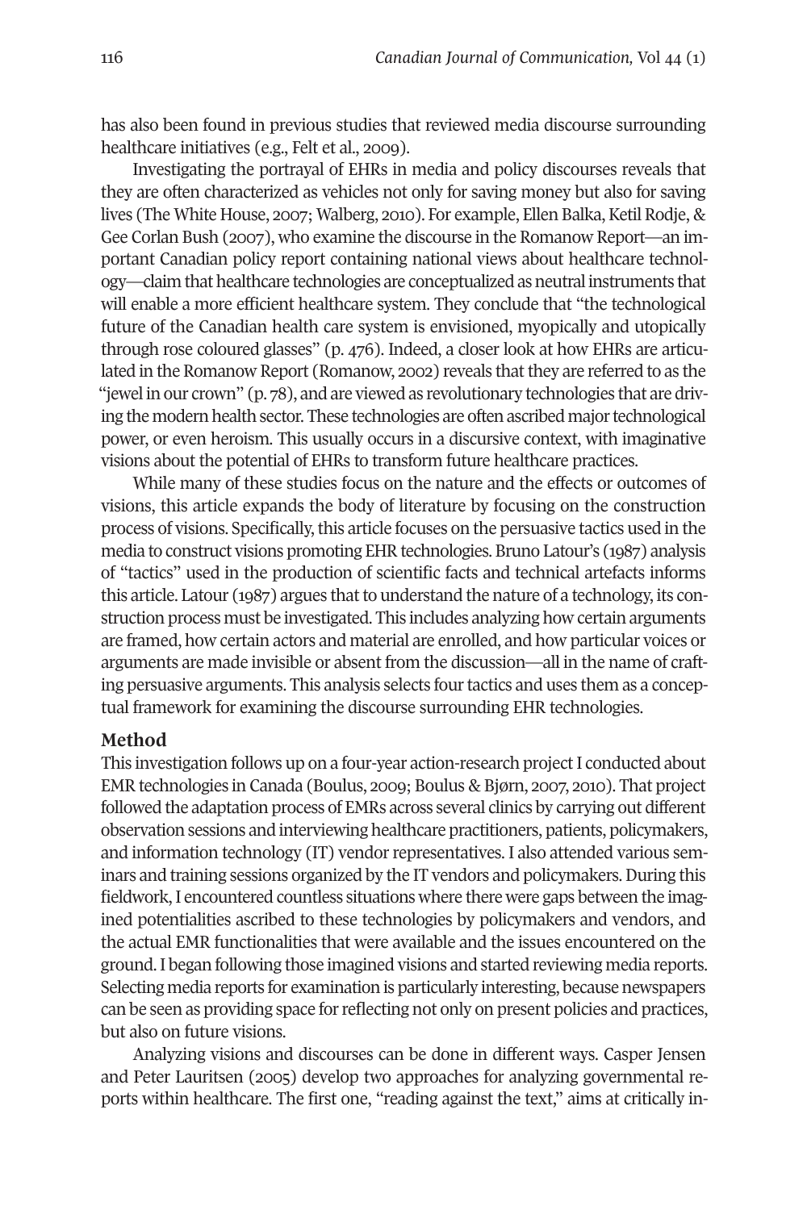has also been found in previous studies that reviewed media discourse surrounding healthcare initiatives (e.g., Felt et al., 2009).

Investigating the portrayal of EHRs in media and policy discourses reveals that they are often characterized as vehicles not only for saving money but also for saving lives (The White House, 2007; Walberg, 2010). For example, Ellen Balka, Ketil Rodje, & Gee Corlan Bush (2007), who examine the discourse in the Romanow Report—an important Canadian policy report containing national views about healthcare technology—claim that healthcare technologies are conceptualized as neutral instruments that will enable a more efficient healthcare system. They conclude that "the technological future of the Canadian health care system is envisioned, myopically and utopically through rose coloured glasses" (p. 476). Indeed, a closer look at how EHRs are articulated in the Romanow Report (Romanow, 2002) reveals that they are referred to as the "jewel in our crown" (p. 78), and are viewed as revolutionary technologies that are driving the modern health sector. These technologies are often ascribed major technological power, or even heroism. This usually occurs in a discursive context, with imaginative visions about the potential of EHRs to transform future healthcare practices.

While many of these studies focus on the nature and the effects or outcomes of visions, this article expands the body of literature by focusing on the construction process of visions. Specifically, this article focuses on the persuasive tactics used in the media to construct visions promoting EHR technologies. Bruno Latour's (1987) analysis of "tactics" used in the production of scientific facts and technical artefacts informs this article. Latour (1987) argues that to understand the nature of a technology, its construction process must be investigated. This includes analyzing how certain arguments are framed, how certain actors and material are enrolled, and how particular voices or arguments are made invisible or absent from the discussion—all in the name of crafting persuasive arguments. This analysis selects four tactics and uses them as a conceptual framework for examining the discourse surrounding EHR technologies.

## Method

This investigation follows up on a four-year action-research project I conducted about EMR technologies in Canada (Boulus, 2009; Boulus & Bjørn, 2007, 2010). That project followed the adaptation process of EMRs across several clinics by carrying out different observation sessions and interviewing healthcare practitioners, patients, policymakers, and information technology (IT) vendor representatives. I also attended various seminars and training sessions organized by the IT vendors and policymakers. During this fieldwork, I encountered countless situations where there were gaps between the imagined potentialities ascribed to these technologies by policymakers and vendors, and the actual EMR functionalities that were available and the issues encountered on the ground. I began following those imagined visions and started reviewing media reports. Selecting media reports for examination is particularly interesting, because newspapers can be seen as providing space for reflecting not only on present policies and practices, but also on future visions.

Analyzing visions and discourses can be done in different ways. Casper Jensen and Peter Lauritsen (2005) develop two approaches for analyzing governmental reports within healthcare. The first one, "reading against the text," aims at critically in-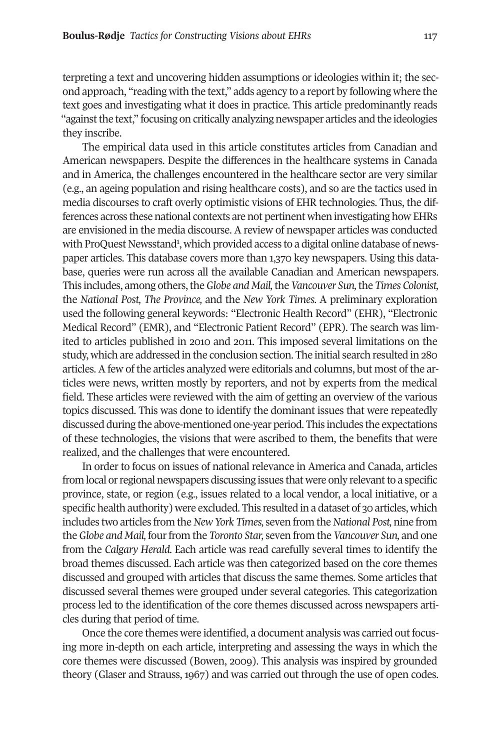terpreting a text and uncovering hidden assumptions or ideologies within it; the second approach, "reading with the text," adds agency to a report by following where the text goes and investigating what it does in practice. This article predominantly reads "against the text," focusing on critically analyzing newspaper articles and the ideologies they inscribe.

The empirical data used in this article constitutes articles from Canadian and American newspapers. Despite the differences in the healthcare systems in Canada and in America, the challenges encountered in the healthcare sector are very similar (e.g., an ageing population and rising healthcare costs), and so are the tactics used in media discourses to craft overly optimistic visions of EHR technologies. Thus, the differences across these national contexts are not pertinent when investigating how EHRs are envisioned in the media discourse. A review of newspaper articles was conducted with ProQuest Newsstand[1], which provided access to a digital online database of newspaper articles. This database covers more than 1,370 key newspapers. Using this database, queries were run across all the available Canadian and American newspapers. This includes, among others, the *Globe and Mail*, the *Vancouver Sun*, the *Times Colonist*, the *National Post*, *The Province*, and the *New York Times*. A preliminary exploration used the following general keywords: "Electronic Health Record" (EHR), "Electronic Medical Record" (EMR), and "Electronic Patient Record" (EPR). The search was limited to articles published in 2010 and 2011. This imposed several limitations on the study, which are addressed in the conclusion section. The initial search resulted in 280 articles. A few of the articles analyzed were editorials and columns, but most of the articles were news, written mostly by reporters, and not by experts from the medical field. These articles were reviewed with the aim of getting an overview of the various topics discussed. This was done to identify the dominant issues that were repeatedly discussed during the above-mentioned one-year period. This includes the expectations of these technologies, the visions that were ascribed to them, the benefits that were realized, and the challenges that were encountered.

In order to focus on issues of national relevance in America and Canada, articles from local or regional newspapers discussing issues that were only relevant to a specific province, state, or region (e.g., issues related to a local vendor, a local initiative, or a specific health authority) were excluded. This resulted in a dataset of 30 articles, which includes two articles from the *New York Times*, seven from the *National Post*, nine from the *Globe and Mail*, four from the *Toronto Star*, seven from the *Vancouver Sun*, and one from the *Calgary Herald*. Each article was read carefully several times to identify the broad themes discussed. Each article was then categorized based on the core themes discussed and grouped with articles that discuss the same themes. Some articles that discussed several themes were grouped under several categories. This categorization process led to the identification of the core themes discussed across newspapers articles during that period of time.

Once the core themes were identified, a document analysis was carried out focusing more in-depth on each article, interpreting and assessing the ways in which the core themes were discussed (Bowen, 2009). This analysis was inspired by grounded theory (Glaser and Strauss, 1967) and was carried out through the use of open codes.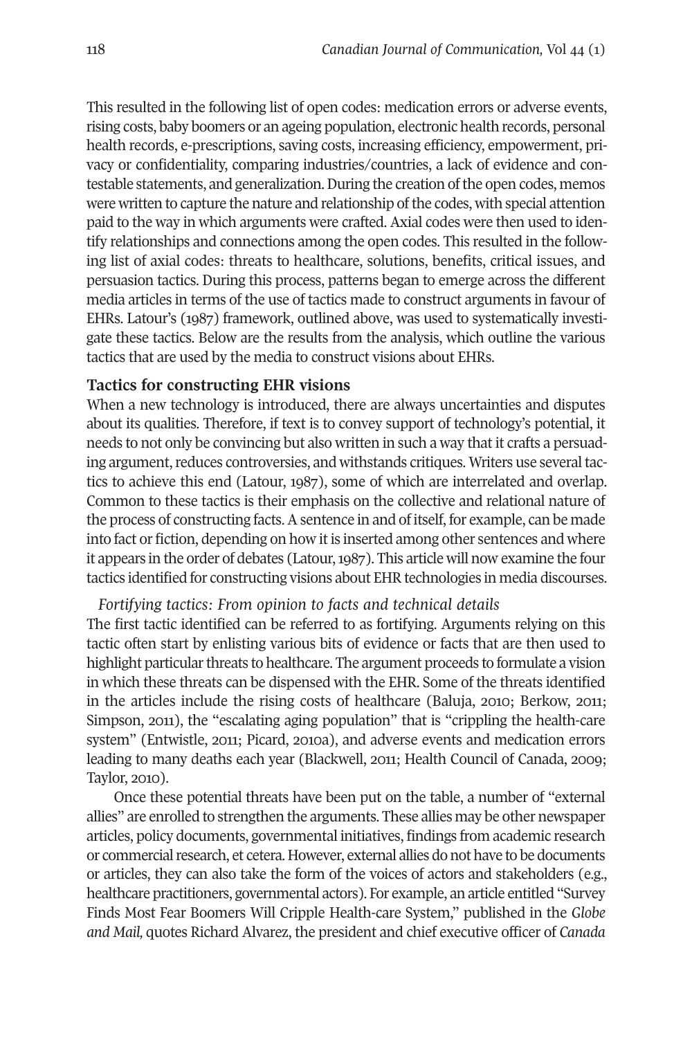This resulted in the following list of open codes: medication errors or adverse events, rising costs, baby boomers or an ageing population, electronic health records, personal health records, e-prescriptions, saving costs, increasing efficiency, empowerment, privacy or confidentiality, comparing industries/countries, a lack of evidence and contestable statements, and generalization. During the creation of the open codes, memos were written to capture the nature and relationship of the codes, with special attention paid to the way in which arguments were crafted. Axial codes were then used to identify relationships and connections among the open codes. This resulted in the following list of axial codes: threats to healthcare, solutions, benefits, critical issues, and persuasion tactics. During this process, patterns began to emerge across the different media articles in terms of the use of tactics made to construct arguments in favour of EHRs. Latour's (1987) framework, outlined above, was used to systematically investigate these tactics. Below are the results from the analysis, which outline the various tactics that are used by the media to construct visions about EHRs.

## Tactics for constructing EHR visions

When a new technology is introduced, there are always uncertainties and disputes about its qualities. Therefore, if text is to convey support of technology's potential, it needs to not only be convincing but also written in such a way that it crafts a persuading argument, reduces controversies, and withstands critiques. Writers use several tactics to achieve this end (Latour, 1987), some of which are interrelated and overlap. Common to these tactics is their emphasis on the collective and relational nature of the process of constructing facts. A sentence in and of itself, for example, can be made into fact or fiction, depending on how it is inserted among other sentences and where it appears in the order of debates (Latour, 1987). This article will now examine the four tactics identified for constructing visions about EHR technologies in media discourses.

### *Fortifying tactics: From opinion to facts and technical details*

The first tactic identified can be referred to as fortifying. Arguments relying on this tactic often start by enlisting various bits of evidence or facts that are then used to highlight particular threats to healthcare. The argument proceeds to formulate a vision in which these threats can be dispensed with the EHR. Some of the threats identified in the articles include the rising costs of healthcare (Baluja, 2010; Berkow, 2011; Simpson, 2011), the "escalating aging population" that is "crippling the health-care system" (Entwistle, 2011; Picard, 2010a), and adverse events and medication errors leading to many deaths each year (Blackwell, 2011; Health Council of Canada, 2009; Taylor, 2010).

Once these potential threats have been put on the table, a number of "external allies" are enrolled to strengthen the arguments. These allies may be other newspaper articles, policy documents, governmental initiatives, findings from academic research or commercial research, et cetera. However, external allies do not have to be documents or articles, they can also take the form of the voices of actors and stakeholders (e.g., healthcare practitioners, governmental actors). For example, an article entitled "Survey Finds Most Fear Boomers Will Cripple Health-care System," published in the *Globe and Mail,* quotes Richard Alvarez, the president and chief executive officer of *Canada*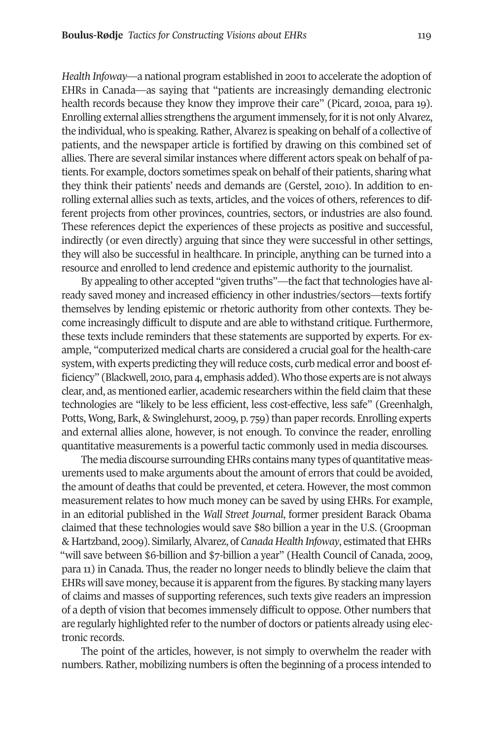*Health Infoway*—a national program established in 2001 to accelerate the adoption of EHRs in Canada—as saying that "patients are increasingly demanding electronic health records because they know they improve their care" (Picard, 2010a, para 19). Enrolling external allies strengthens the argument immensely, for it is not only Alvarez, the individual, who is speaking. Rather, Alvarez is speaking on behalf of a collective of patients, and the newspaper article is fortified by drawing on this combined set of allies. There are several similar instances where different actors speak on behalf of patients. For example, doctors sometimes speak on behalf of their patients, sharing what they think their patients' needs and demands are (Gerstel, 2010). In addition to enrolling external allies such as texts, articles, and the voices of others, references to different projects from other provinces, countries, sectors, or industries are also found. These references depict the experiences of these projects as positive and successful, indirectly (or even directly) arguing that since they were successful in other settings, they will also be successful in healthcare. In principle, anything can be turned into a resource and enrolled to lend credence and epistemic authority to the journalist.

By appealing to other accepted "given truths"—the fact that technologies have already saved money and increased efficiency in other industries/sectors—texts fortify themselves by lending epistemic or rhetoric authority from other contexts. They become increasingly difficult to dispute and are able to withstand critique. Furthermore, these texts include reminders that these statements are supported by experts. For example, "computerized medical charts are considered a crucial goal for the health-care system, with experts predicting they will reduce costs, curb medical error and boost efficiency" (Blackwell, 2010, para 4, emphasis added). Who those experts are is not always clear, and, as mentioned earlier, academic researchers within the field claim that these technologies are "likely to be less efficient, less cost-effective, less safe" (Greenhalgh, Potts, Wong, Bark, & Swinglehurst, 2009, p. 759) than paper records. Enrolling experts and external allies alone, however, is not enough. To convince the reader, enrolling quantitative measurements is a powerful tactic commonly used in media discourses.

The media discourse surrounding EHRs contains many types of quantitative measurements used to make arguments about the amount of errors that could be avoided, the amount of deaths that could be prevented, et cetera. However, the most common measurement relates to how much money can be saved by using EHRs. For example, in an editorial published in the *Wall Street Journal*, former president Barack Obama claimed that these technologies would save $80 billion a year in the U.S. (Groopman & Hartzband, 2009). Similarly, Alvarez, of *Canada Health Infoway*, estimated that EHRs "will save between $6-billion and $7-billion a year" (Health Council of Canada, 2009, para 11) in Canada. Thus, the reader no longer needs to blindly believe the claim that EHRs will save money, because it is apparent from the figures. By stacking many layers of claims and masses of supporting references, such texts give readers an impression of a depth of vision that becomes immensely difficult to oppose. Other numbers that are regularly highlighted refer to the number of doctors or patients already using electronic records.

The point of the articles, however, is not simply to overwhelm the reader with numbers. Rather, mobilizing numbers is often the beginning of a process intended to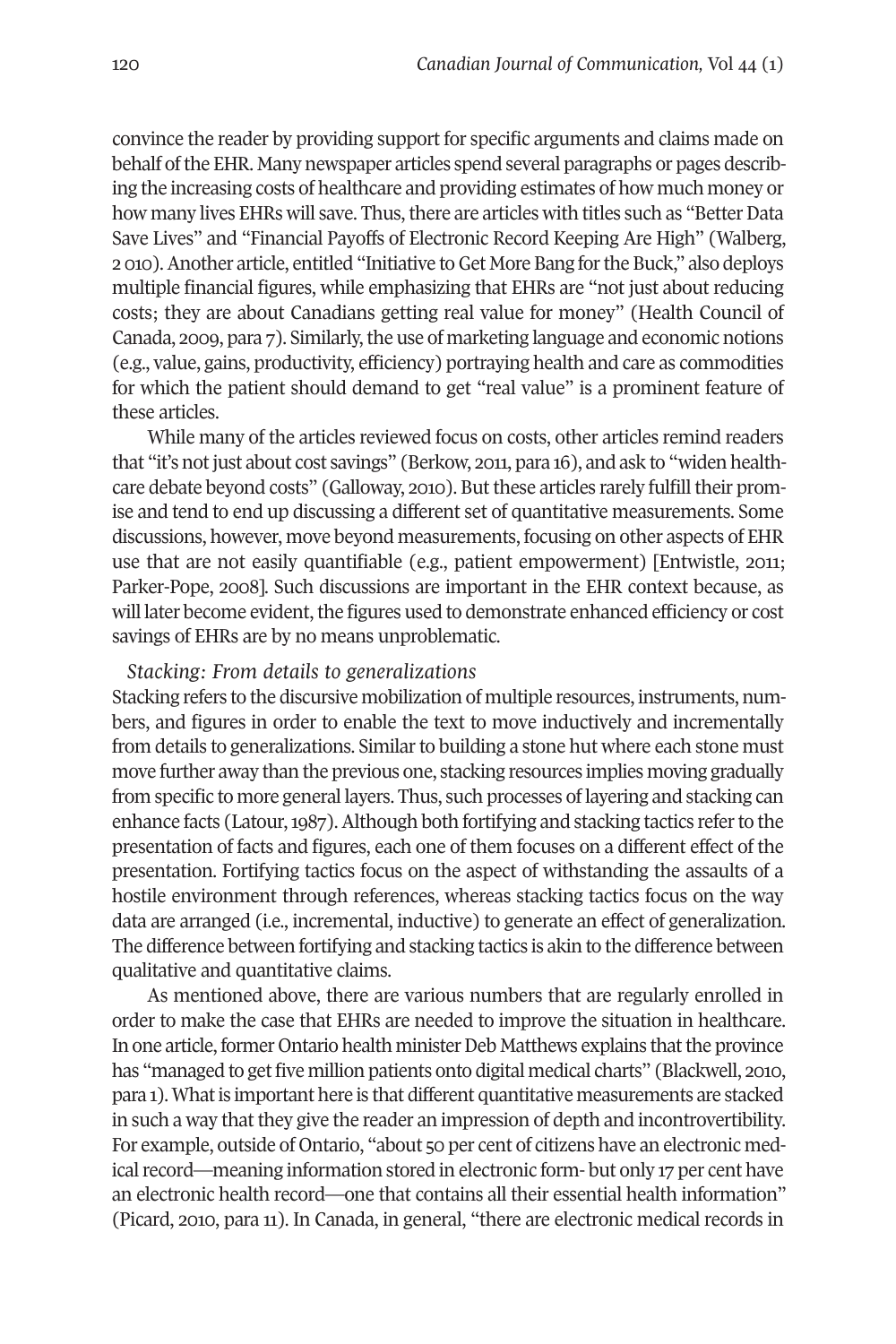convince the reader by providing support for specific arguments and claims made on behalf of the EHR. Many newspaper articles spend several paragraphs or pages describing the increasing costs of healthcare and providing estimates of how much money or how many lives EHRs will save. Thus, there are articles with titles such as "Better Data Save Lives" and "Financial Payoffs of Electronic Record Keeping Are High" (Walberg, 2 010). Another article, entitled "Initiative to Get More Bang for the Buck," also deploys multiple financial figures, while emphasizing that EHRs are "not just about reducing costs; they are about Canadians getting real value for money" (Health Council of Canada, 2009, para 7). Similarly, the use of marketing language and economic notions (e.g., value, gains, productivity, efficiency) portraying health and care as commodities for which the patient should demand to get "real value" is a prominent feature of these articles.

While many of the articles reviewed focus on costs, other articles remind readers that "it's not just about cost savings" (Berkow, 2011, para 16), and ask to "widen healthcare debate beyond costs" (Galloway, 2010). But these articles rarely fulfill their promise and tend to end up discussing a different set of quantitative measurements. Some discussions, however, move beyond measurements, focusing on other aspects of EHR use that are not easily quantifiable (e.g., patient empowerment) [Entwistle, 2011; Parker-Pope, 2008]. Such discussions are important in the EHR context because, as will later become evident, the figures used to demonstrate enhanced efficiency or cost savings of EHRs are by no means unproblematic.

*Stacking: From details to generalizations*

Stacking refers to the discursive mobilization of multiple resources, instruments, numbers, and figures in order to enable the text to move inductively and incrementally from details to generalizations. Similar to building a stone hut where each stone must move further away than the previous one, stacking resources implies moving gradually from specific to more general layers. Thus, such processes of layering and stacking can enhance facts (Latour, 1987). Although both fortifying and stacking tactics refer to the presentation of facts and figures, each one of them focuses on a different effect of the presentation. Fortifying tactics focus on the aspect of withstanding the assaults of a hostile environment through references, whereas stacking tactics focus on the way data are arranged (i.e., incremental, inductive) to generate an effect of generalization. The difference between fortifying and stacking tactics is akin to the difference between qualitative and quantitative claims.

As mentioned above, there are various numbers that are regularly enrolled in order to make the case that EHRs are needed to improve the situation in healthcare. In one article, former Ontario health minister Deb Matthews explains that the province has "managed to get five million patients onto digital medical charts" (Blackwell, 2010, para 1). What is important here is that different quantitative measurements are stacked in such a way that they give the reader an impression of depth and incontrovertibility. For example, outside of Ontario, "about 50 per cent of citizens have an electronic medical record—meaning information stored in electronic form- but only 17 per cent have an electronic health record—one that contains all their essential health information" (Picard, 2010, para 11). In Canada, in general, "there are electronic medical records in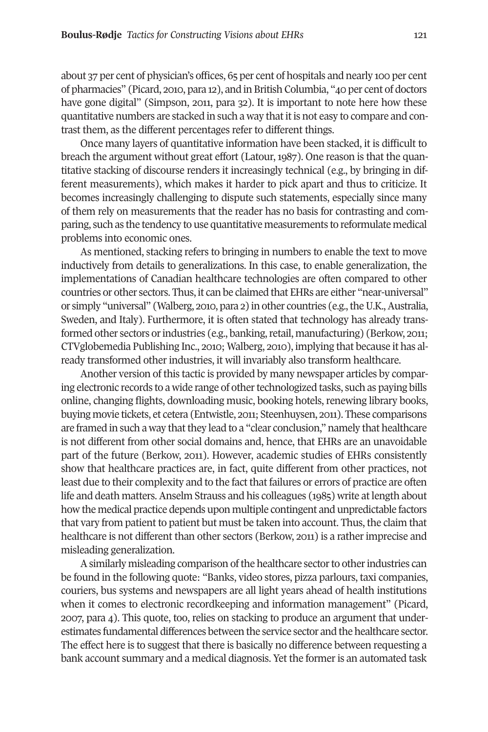about 37 per cent of physician's offices, 65 per cent of hospitals and nearly 100 per cent of pharmacies" (Picard, 2010, para 12), and in British Columbia, "40 per cent of doctors have gone digital" (Simpson, 2011, para 32). It is important to note here how these quantitative numbers are stacked in such a way that it is not easy to compare and contrast them, as the different percentages refer to different things.

Once many layers of quantitative information have been stacked, it is difficult to breach the argument without great effort (Latour, 1987). One reason is that the quantitative stacking of discourse renders it increasingly technical (e.g., by bringing in different measurements), which makes it harder to pick apart and thus to criticize. It becomes increasingly challenging to dispute such statements, especially since many of them rely on measurements that the reader has no basis for contrasting and comparing, such as the tendency to use quantitative measurements to reformulate medical problems into economic ones.

As mentioned, stacking refers to bringing in numbers to enable the text to move inductively from details to generalizations. In this case, to enable generalization, the implementations of Canadian healthcare technologies are often compared to other countries or other sectors. Thus, it can be claimed that EHRs are either "near-universal" or simply "universal" (Walberg, 2010, para 2) in other countries (e.g., the U.K., Australia, Sweden, and Italy). Furthermore, it is often stated that technology has already transformed other sectors or industries (e.g., banking, retail, manufacturing) (Berkow, 2011; CTVglobemedia Publishing Inc., 2010; Walberg, 2010), implying that because it has already transformed other industries, it will invariably also transform healthcare.

Another version of this tactic is provided by many newspaper articles by comparing electronic records to a wide range of other technologized tasks, such as paying bills online, changing flights, downloading music, booking hotels, renewing library books, buying movie tickets, et cetera (Entwistle, 2011; Steenhuysen, 2011). These comparisons are framed in such a way that they lead to a "clear conclusion," namely that healthcare is not different from other social domains and, hence, that EHRs are an unavoidable part of the future (Berkow, 2011). However, academic studies of EHRs consistently show that healthcare practices are, in fact, quite different from other practices, not least due to their complexity and to the fact that failures or errors of practice are often life and death matters. Anselm Strauss and his colleagues (1985) write at length about how the medical practice depends upon multiple contingent and unpredictable factors that vary from patient to patient but must be taken into account. Thus, the claim that healthcare is not different than other sectors (Berkow, 2011) is a rather imprecise and misleading generalization.

A similarly misleading comparison of the healthcare sector to other industries can be found in the following quote: "Banks, video stores, pizza parlours, taxi companies, couriers, bus systems and newspapers are all light years ahead of health institutions when it comes to electronic recordkeeping and information management" (Picard, 2007, para 4). This quote, too, relies on stacking to produce an argument that underestimates fundamental differences between the service sector and the healthcare sector. The effect here is to suggest that there is basically no difference between requesting a bank account summary and a medical diagnosis. Yet the former is an automated task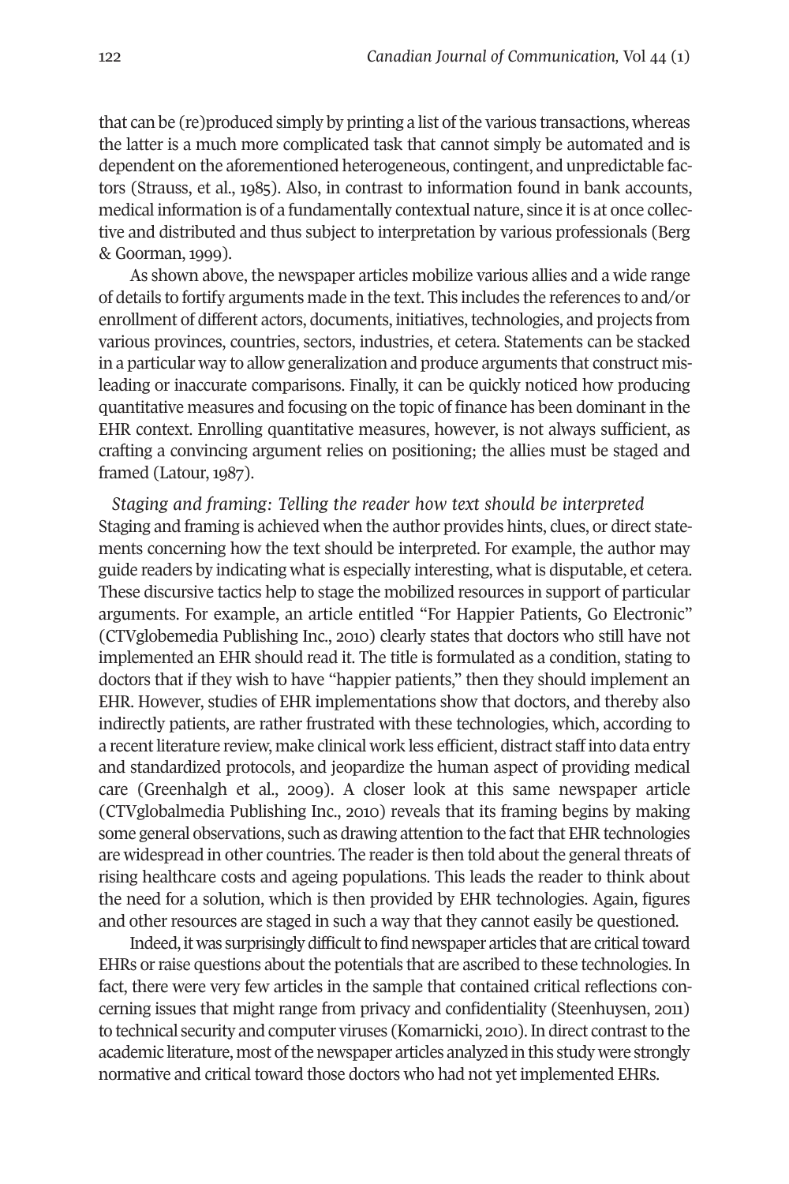that can be (re)produced simply by printing a list of the various transactions, whereas the latter is a much more complicated task that cannot simply be automated and is dependent on the aforementioned heterogeneous, contingent, and unpredictable factors (Strauss, et al., 1985). Also, in contrast to information found in bank accounts, medical information is of a fundamentally contextual nature, since it is at once collective and distributed and thus subject to interpretation by various professionals (Berg & Goorman, 1999).

As shown above, the newspaper articles mobilize various allies and a wide range of details to fortify arguments made in the text. This includes the references to and/or enrollment of different actors, documents, initiatives, technologies, and projects from various provinces, countries, sectors, industries, et cetera. Statements can be stacked in a particular way to allow generalization and produce arguments that construct misleading or inaccurate comparisons. Finally, it can be quickly noticed how producing quantitative measures and focusing on the topic of finance has been dominant in the EHR context. Enrolling quantitative measures, however, is not always sufficient, as crafting a convincing argument relies on positioning; the allies must be staged and framed (Latour, 1987).

*Staging and framing: Telling the reader how text should be interpreted*

Staging and framing is achieved when the author provides hints, clues, or direct statements concerning how the text should be interpreted. For example, the author may guide readers by indicating what is especially interesting, what is disputable, et cetera. These discursive tactics help to stage the mobilized resources in support of particular arguments. For example, an article entitled "For Happier Patients, Go Electronic" (CTVglobemedia Publishing Inc., 2010) clearly states that doctors who still have not implemented an EHR should read it. The title is formulated as a condition, stating to doctors that if they wish to have "happier patients," then they should implement an EHR. However, studies of EHR implementations show that doctors, and thereby also indirectly patients, are rather frustrated with these technologies, which, according to a recent literature review, make clinical work less efficient, distract staff into data entry and standardized protocols, and jeopardize the human aspect of providing medical care (Greenhalgh et al., 2009). A closer look at this same newspaper article (CTVglobalmedia Publishing Inc., 2010) reveals that its framing begins by making some general observations, such as drawing attention to the fact that EHR technologies are widespread in other countries. The reader is then told about the general threats of rising healthcare costs and ageing populations. This leads the reader to think about the need for a solution, which is then provided by EHR technologies. Again, figures and other resources are staged in such a way that they cannot easily be questioned.

Indeed, it was surprisingly difficult to find newspaper articles that are critical toward EHRs or raise questions about the potentials that are ascribed to these technologies. In fact, there were very few articles in the sample that contained critical reflections concerning issues that might range from privacy and confidentiality (Steenhuysen, 2011) to technical security and computer viruses (Komarnicki, 2010). In direct contrast to the academic literature, most of the newspaper articles analyzed in this study were strongly normative and critical toward those doctors who had not yet implemented EHRs.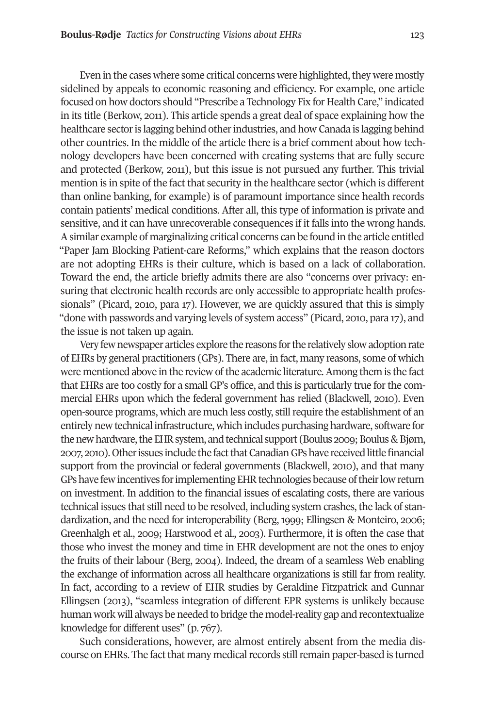Even in the cases where some critical concerns were highlighted, they were mostly sidelined by appeals to economic reasoning and efficiency. For example, one article focused on how doctors should "Prescribe a Technology Fix for Health Care," indicated in its title (Berkow, 2011). This article spends a great deal of space explaining how the healthcare sector is lagging behind other industries, and how Canada is lagging behind other countries. In the middle of the article there is a brief comment about how technology developers have been concerned with creating systems that are fully secure and protected (Berkow, 2011), but this issue is not pursued any further. This trivial mention is in spite of the fact that security in the healthcare sector (which is different than online banking, for example) is of paramount importance since health records contain patients' medical conditions. After all, this type of information is private and sensitive, and it can have unrecoverable consequences if it falls into the wrong hands. A similar example of marginalizing critical concerns can be found in the article entitled "Paper Jam Blocking Patient-care Reforms," which explains that the reason doctors are not adopting EHRs is their culture, which is based on a lack of collaboration. Toward the end, the article briefly admits there are also "concerns over privacy: ensuring that electronic health records are only accessible to appropriate health professionals" (Picard, 2010, para 17). However, we are quickly assured that this is simply "done with passwords and varying levels of system access" (Picard, 2010, para 17), and the issue is not taken up again.

Very few newspaper articles explore the reasons for the relatively slow adoption rate of EHRs by general practitioners (GPs). There are, in fact, many reasons, some of which were mentioned above in the review of the academic literature. Among them is the fact that EHRs are too costly for a small GP's office, and this is particularly true for the commercial EHRs upon which the federal government has relied (Blackwell, 2010). Even open-source programs, which are much less costly, still require the establishment of an entirely new technical infrastructure, which includes purchasing hardware, software for the new hardware, the EHR system, and technical support (Boulus 2009; Boulus & Bjørn, 2007, 2010). Other issues include the fact that Canadian GPs have received little financial support from the provincial or federal governments (Blackwell, 2010), and that many GPs have few incentives for implementing EHR technologies because of their low return on investment. In addition to the financial issues of escalating costs, there are various technical issues that still need to be resolved, including system crashes, the lack of standardization, and the need for interoperability (Berg, 1999; Ellingsen & Monteiro, 2006; Greenhalgh et al., 2009; Harstwood et al., 2003). Furthermore, it is often the case that those who invest the money and time in EHR development are not the ones to enjoy the fruits of their labour (Berg, 2004). Indeed, the dream of a seamless Web enabling the exchange of information across all healthcare organizations is still far from reality. In fact, according to a review of EHR studies by Geraldine Fitzpatrick and Gunnar Ellingsen (2013), "seamless integration of different EPR systems is unlikely because human work will always be needed to bridge the model-reality gap and recontextualize knowledge for different uses" (p. 767).

Such considerations, however, are almost entirely absent from the media discourse on EHRs. The fact that many medical records still remain paper-based is turned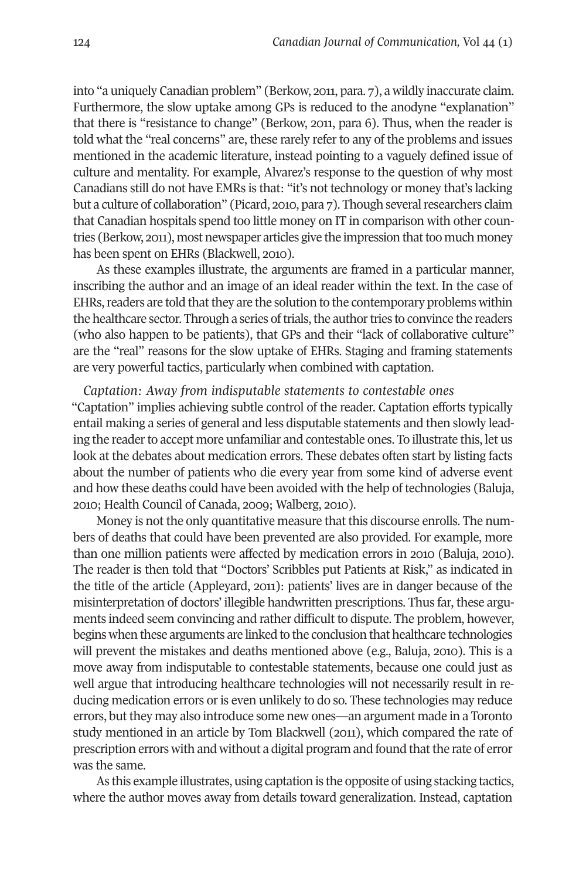into "a uniquely Canadian problem" (Berkow, 2011, para. 7), a wildly inaccurate claim. Furthermore, the slow uptake among GPs is reduced to the anodyne "explanation" that there is "resistance to change" (Berkow, 2011, para 6). Thus, when the reader is told what the "real concerns" are, these rarely refer to any of the problems and issues mentioned in the academic literature, instead pointing to a vaguely defined issue of culture and mentality. For example, Alvarez's response to the question of why most Canadians still do not have EMRs is that: "it's not technology or money that's lacking but a culture of collaboration" (Picard, 2010, para 7). Though several researchers claim that Canadian hospitals spend too little money on IT in comparison with other countries (Berkow, 2011), most newspaper articles give the impression that too much money has been spent on EHRs (Blackwell, 2010).

As these examples illustrate, the arguments are framed in a particular manner, inscribing the author and an image of an ideal reader within the text. In the case of EHRs, readers are told that they are the solution to the contemporary problems within the healthcare sector. Through a series of trials, the author tries to convince the readers (who also happen to be patients), that GPs and their "lack of collaborative culture" are the "real" reasons for the slow uptake of EHRs. Staging and framing statements are very powerful tactics, particularly when combined with captation.

*Captation: Away from indisputable statements to contestable ones*

"Captation" implies achieving subtle control of the reader. Captation efforts typically entail making a series of general and less disputable statements and then slowly leading the reader to accept more unfamiliar and contestable ones. To illustrate this, let us look at the debates about medication errors. These debates often start by listing facts about the number of patients who die every year from some kind of adverse event and how these deaths could have been avoided with the help of technologies (Baluja, 2010; Health Council of Canada, 2009; Walberg, 2010).

Money is not the only quantitative measure that this discourse enrolls. The numbers of deaths that could have been prevented are also provided. For example, more than one million patients were affected by medication errors in 2010 (Baluja, 2010). The reader is then told that "Doctors' Scribbles put Patients at Risk," as indicated in the title of the article (Appleyard, 2011): patients' lives are in danger because of the misinterpretation of doctors' illegible handwritten prescriptions. Thus far, these arguments indeed seem convincing and rather difficult to dispute. The problem, however, begins when these arguments are linked to the conclusion that healthcare technologies will prevent the mistakes and deaths mentioned above (e.g., Baluja, 2010). This is a move away from indisputable to contestable statements, because one could just as well argue that introducing healthcare technologies will not necessarily result in reducing medication errors or is even unlikely to do so. These technologies may reduce errors, but they may also introduce some new ones—an argument made in a Toronto study mentioned in an article by Tom Blackwell (2011), which compared the rate of prescription errors with and without a digital program and found that the rate of error was the same.

As this example illustrates, using captation is the opposite of using stacking tactics, where the author moves away from details toward generalization. Instead, captation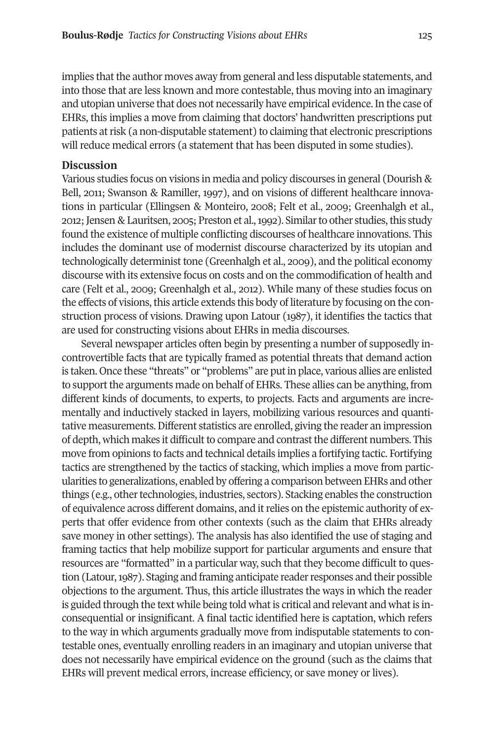implies that the author moves away from general and less disputable statements, and into those that are less known and more contestable, thus moving into an imaginary and utopian universe that does not necessarily have empirical evidence. In the case of EHRs, this implies a move from claiming that doctors' handwritten prescriptions put patients at risk (a non-disputable statement) to claiming that electronic prescriptions will reduce medical errors (a statement that has been disputed in some studies).

## Discussion

Various studies focus on visions in media and policy discourses in general (Dourish & Bell, 2011; Swanson & Ramiller, 1997), and on visions of different healthcare innovations in particular (Ellingsen & Monteiro, 2008; Felt et al., 2009; Greenhalgh et al., 2012; Jensen & Lauritsen, 2005; Preston et al., 1992). Similar to other studies, this study found the existence of multiple conflicting discourses of healthcare innovations. This includes the dominant use of modernist discourse characterized by its utopian and technologically determinist tone (Greenhalgh et al., 2009), and the political economy discourse with its extensive focus on costs and on the commodification of health and care (Felt et al., 2009; Greenhalgh et al., 2012). While many of these studies focus on the effects of visions, this article extends this body of literature by focusing on the construction process of visions. Drawing upon Latour (1987), it identifies the tactics that are used for constructing visions about EHRs in media discourses.

Several newspaper articles often begin by presenting a number of supposedly incontrovertible facts that are typically framed as potential threats that demand action is taken. Once these "threats" or "problems" are put in place, various allies are enlisted to support the arguments made on behalf of EHRs. These allies can be anything, from different kinds of documents, to experts, to projects. Facts and arguments are incrementally and inductively stacked in layers, mobilizing various resources and quantitative measurements. Different statistics are enrolled, giving the reader an impression of depth, which makes it difficult to compare and contrast the different numbers. This move from opinions to facts and technical details implies a fortifying tactic. Fortifying tactics are strengthened by the tactics of stacking, which implies a move from particularities to generalizations, enabled by offering a comparison between EHRs and other things (e.g., other technologies, industries, sectors). Stacking enables the construction of equivalence across different domains, and it relies on the epistemic authority of experts that offer evidence from other contexts (such as the claim that EHRs already save money in other settings). The analysis has also identified the use of staging and framing tactics that help mobilize support for particular arguments and ensure that resources are "formatted" in a particular way, such that they become difficult to question (Latour, 1987). Staging and framing anticipate reader responses and their possible objections to the argument. Thus, this article illustrates the ways in which the reader is guided through the text while being told what is critical and relevant and what is inconsequential or insignificant. A final tactic identified here is captation, which refers to the way in which arguments gradually move from indisputable statements to contestable ones, eventually enrolling readers in an imaginary and utopian universe that does not necessarily have empirical evidence on the ground (such as the claims that EHRs will prevent medical errors, increase efficiency, or save money or lives).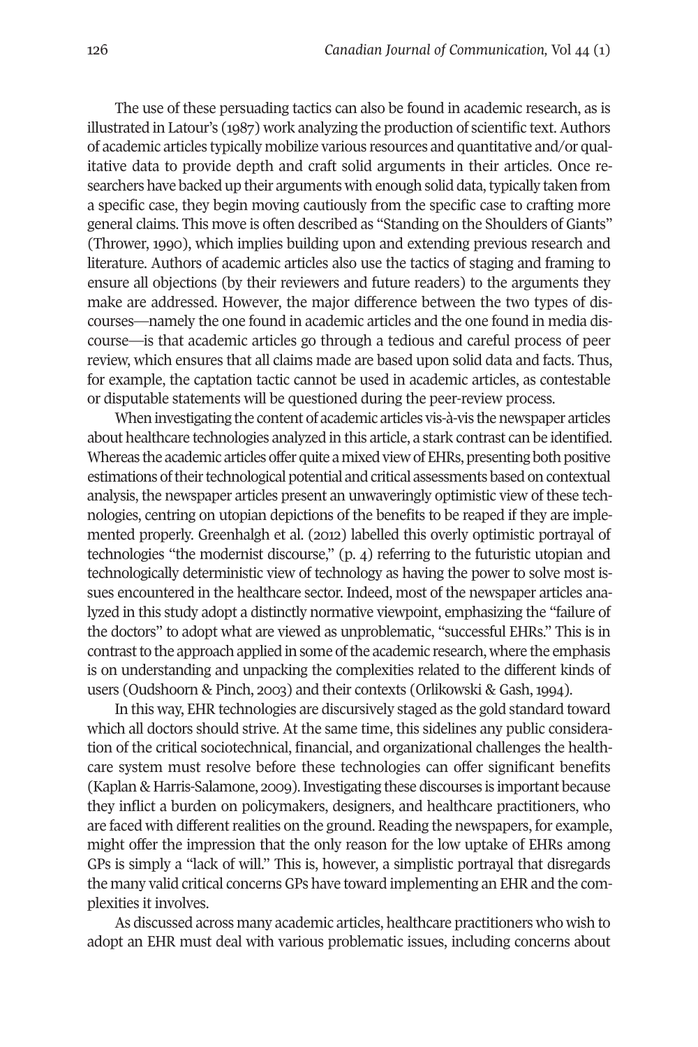The use of these persuading tactics can also be found in academic research, as is illustrated in Latour's (1987) work analyzing the production of scientific text. Authors of academic articles typically mobilize various resources and quantitative and/or qualitative data to provide depth and craft solid arguments in their articles. Once researchers have backed up their arguments with enough solid data, typically taken from a specific case, they begin moving cautiously from the specific case to crafting more general claims. This move is often described as "Standing on the Shoulders of Giants" (Thrower, 1990), which implies building upon and extending previous research and literature. Authors of academic articles also use the tactics of staging and framing to ensure all objections (by their reviewers and future readers) to the arguments they make are addressed. However, the major difference between the two types of discourses—namely the one found in academic articles and the one found in media discourse—is that academic articles go through a tedious and careful process of peer review, which ensures that all claims made are based upon solid data and facts. Thus, for example, the captation tactic cannot be used in academic articles, as contestable or disputable statements will be questioned during the peer-review process.

When investigating the content of academic articles vis-à-vis the newspaper articles about healthcare technologies analyzed in this article, a stark contrast can be identified. Whereas the academic articles offer quite a mixed view of EHRs, presenting both positive estimations of their technological potential and critical assessments based on contextual analysis, the newspaper articles present an unwaveringly optimistic view of these technologies, centring on utopian depictions of the benefits to be reaped if they are implemented properly. Greenhalgh et al. (2012) labelled this overly optimistic portrayal of technologies "the modernist discourse," (p. 4) referring to the futuristic utopian and technologically deterministic view of technology as having the power to solve most issues encountered in the healthcare sector. Indeed, most of the newspaper articles analyzed in this study adopt a distinctly normative viewpoint, emphasizing the "failure of the doctors" to adopt what are viewed as unproblematic, "successful EHRs." This is in contrast to the approach applied in some of the academic research, where the emphasis is on understanding and unpacking the complexities related to the different kinds of users (Oudshoorn & Pinch, 2003) and their contexts (Orlikowski & Gash, 1994).

In this way, EHR technologies are discursively staged as the gold standard toward which all doctors should strive. At the same time, this sidelines any public consideration of the critical sociotechnical, financial, and organizational challenges the healthcare system must resolve before these technologies can offer significant benefits (Kaplan & Harris-Salamone, 2009). Investigating these discourses is important because they inflict a burden on policymakers, designers, and healthcare practitioners, who are faced with different realities on the ground. Reading the newspapers, for example, might offer the impression that the only reason for the low uptake of EHRs among GPs is simply a "lack of will." This is, however, a simplistic portrayal that disregards the many valid critical concerns GPs have toward implementing an EHR and the complexities it involves.

As discussed across many academic articles, healthcare practitioners who wish to adopt an EHR must deal with various problematic issues, including concerns about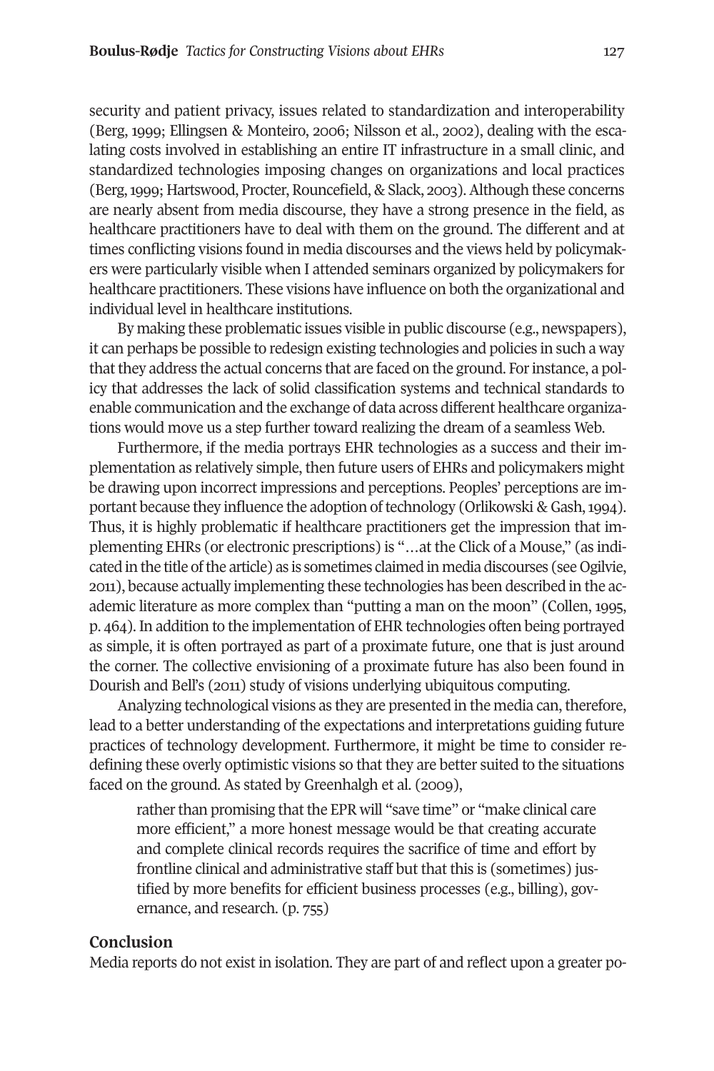security and patient privacy, issues related to standardization and interoperability (Berg, 1999; Ellingsen & Monteiro, 2006; Nilsson et al., 2002), dealing with the escalating costs involved in establishing an entire IT infrastructure in a small clinic, and standardized technologies imposing changes on organizations and local practices (Berg, 1999; Hartswood, Procter, Rouncefield, & Slack, 2003). Although these concerns are nearly absent from media discourse, they have a strong presence in the field, as healthcare practitioners have to deal with them on the ground. The different and at times conflicting visions found in media discourses and the views held by policymakers were particularly visible when I attended seminars organized by policymakers for healthcare practitioners. These visions have influence on both the organizational and individual level in healthcare institutions.

By making these problematic issues visible in public discourse (e.g., newspapers), it can perhaps be possible to redesign existing technologies and policies in such a way that they address the actual concerns that are faced on the ground. For instance, a policy that addresses the lack of solid classification systems and technical standards to enable communication and the exchange of data across different healthcare organizations would move us a step further toward realizing the dream of a seamless Web.

Furthermore, if the media portrays EHR technologies as a success and their implementation as relatively simple, then future users of EHRs and policymakers might be drawing upon incorrect impressions and perceptions. Peoples' perceptions are important because they influence the adoption of technology (Orlikowski & Gash, 1994). Thus, it is highly problematic if healthcare practitioners get the impression that implementing EHRs (or electronic prescriptions) is "…at the Click of a Mouse," (as indicated in the title of the article) as is sometimes claimed in media discourses (see Ogilvie, 2011), because actually implementing these technologies has been described in the academic literature as more complex than "putting a man on the moon" (Collen, 1995, p. 464). In addition to the implementation of EHR technologies often being portrayed as simple, it is often portrayed as part of a proximate future, one that is just around the corner. The collective envisioning of a proximate future has also been found in Dourish and Bell's (2011) study of visions underlying ubiquitous computing.

Analyzing technological visions as they are presented in the media can, therefore, lead to a better understanding of the expectations and interpretations guiding future practices of technology development. Furthermore, it might be time to consider redefining these overly optimistic visions so that they are better suited to the situations faced on the ground. As stated by Greenhalgh et al. (2009),

> rather than promising that the EPR will "save time" or "make clinical care more efficient," a more honest message would be that creating accurate and complete clinical records requires the sacrifice of time and effort by frontline clinical and administrative staff but that this is (sometimes) justified by more benefits for efficient business processes (e.g., billing), governance, and research. (p. 755)

## Conclusion

Media reports do not exist in isolation. They are part of and reflect upon a greater po-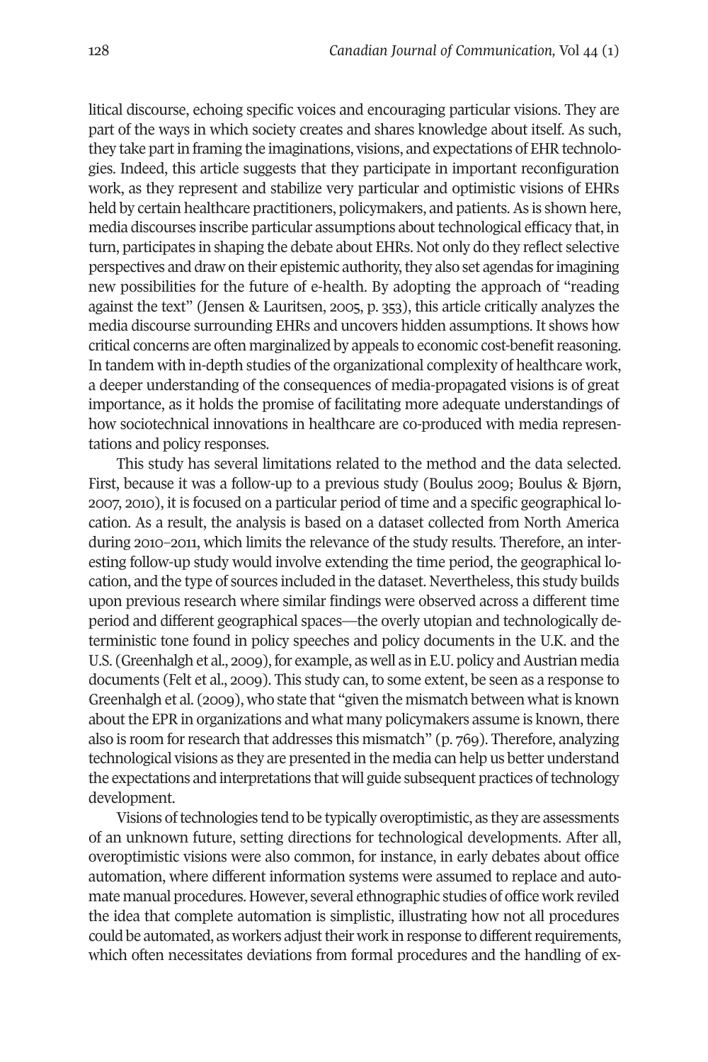litical discourse, echoing specific voices and encouraging particular visions. They are part of the ways in which society creates and shares knowledge about itself. As such, they take part in framing the imaginations, visions, and expectations of EHR technologies. Indeed, this article suggests that they participate in important reconfiguration work, as they represent and stabilize very particular and optimistic visions of EHRs held by certain healthcare practitioners, policymakers, and patients. As is shown here, media discourses inscribe particular assumptions about technological efficacy that, in turn, participates in shaping the debate about EHRs. Not only do they reflect selective perspectives and draw on their epistemic authority, they also set agendas for imagining new possibilities for the future of e-health. By adopting the approach of "reading against the text" (Jensen & Lauritsen, 2005, p. 353), this article critically analyzes the media discourse surrounding EHRs and uncovers hidden assumptions. It shows how critical concerns are often marginalized by appeals to economic cost-benefit reasoning. In tandem with in-depth studies of the organizational complexity of healthcare work, a deeper understanding of the consequences of media-propagated visions is of great importance, as it holds the promise of facilitating more adequate understandings of how sociotechnical innovations in healthcare are co-produced with media representations and policy responses.

This study has several limitations related to the method and the data selected. First, because it was a follow-up to a previous study (Boulus 2009; Boulus & Bjørn, 2007, 2010), it is focused on a particular period of time and a specific geographical location. As a result, the analysis is based on a dataset collected from North America during 2010–2011, which limits the relevance of the study results. Therefore, an interesting follow-up study would involve extending the time period, the geographical location, and the type of sources included in the dataset. Nevertheless, this study builds upon previous research where similar findings were observed across a different time period and different geographical spaces—the overly utopian and technologically deterministic tone found in policy speeches and policy documents in the U.K. and the U.S. (Greenhalgh et al., 2009), for example, as well as in E.U. policy and Austrian media documents (Felt et al., 2009). This study can, to some extent, be seen as a response to Greenhalgh et al. (2009), who state that "given the mismatch between what is known about the EPR in organizations and what many policymakers assume is known, there also is room for research that addresses this mismatch" (p. 769). Therefore, analyzing technological visions as they are presented in the media can help us better understand the expectations and interpretations that will guide subsequent practices of technology development.

Visions of technologies tend to be typically overoptimistic, as they are assessments of an unknown future, setting directions for technological developments. After all, overoptimistic visions were also common, for instance, in early debates about office automation, where different information systems were assumed to replace and automate manual procedures. However, several ethnographic studies of office work reviled the idea that complete automation is simplistic, illustrating how not all procedures could be automated, as workers adjust their work in response to different requirements, which often necessitates deviations from formal procedures and the handling of ex-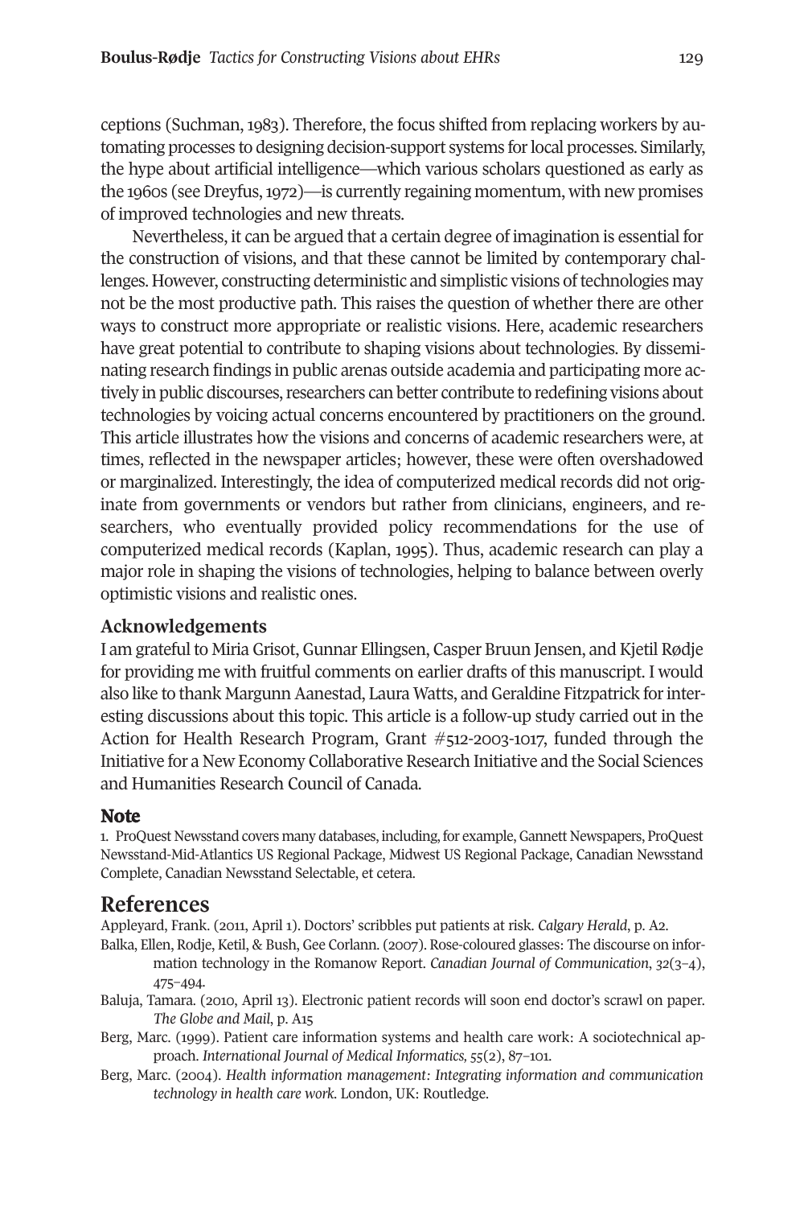ceptions (Suchman, 1983). Therefore, the focus shifted from replacing workers by automating processes to designing decision-support systems for local processes. Similarly, the hype about artificial intelligence—which various scholars questioned as early as the 1960s (see Dreyfus, 1972)—is currently regaining momentum, with new promises of improved technologies and new threats.

Nevertheless, it can be argued that a certain degree of imagination is essential for the construction of visions, and that these cannot be limited by contemporary challenges. However, constructing deterministic and simplistic visions of technologies may not be the most productive path. This raises the question of whether there are other ways to construct more appropriate or realistic visions. Here, academic researchers have great potential to contribute to shaping visions about technologies. By disseminating research findings in public arenas outside academia and participating more actively in public discourses, researchers can better contribute to redefining visions about technologies by voicing actual concerns encountered by practitioners on the ground. This article illustrates how the visions and concerns of academic researchers were, at times, reflected in the newspaper articles; however, these were often overshadowed or marginalized. Interestingly, the idea of computerized medical records did not originate from governments or vendors but rather from clinicians, engineers, and researchers, who eventually provided policy recommendations for the use of computerized medical records (Kaplan, 1995). Thus, academic research can play a major role in shaping the visions of technologies, helping to balance between overly optimistic visions and realistic ones.

### Acknowledgements

I am grateful to Miria Grisot, Gunnar Ellingsen, Casper Bruun Jensen, and Kjetil Rødje for providing me with fruitful comments on earlier drafts of this manuscript. I would also like to thank Margunn Aanestad, Laura Watts, and Geraldine Fitzpatrick for interesting discussions about this topic. This article is a follow-up study carried out in the Action for Health Research Program, Grant #512-2003-1017, funded through the Initiative for a New Economy Collaborative Research Initiative and the Social Sciences and Humanities Research Council of Canada.

### Note

1. ProQuest Newsstand covers many databases, including, for example, Gannett Newspapers, ProQuest Newsstand-Mid-Atlantics US Regional Package, Midwest US Regional Package, Canadian Newsstand Complete, Canadian Newsstand Selectable, et cetera.

## References

Appleyard, Frank. (2011, April 1). Doctors' scribbles put patients at risk. *Calgary Herald*, p. A2.

Balka, Ellen, Rodje, Ketil, & Bush, Gee Corlann. (2007). Rose-coloured glasses: The discourse on information technology in the Romanow Report. *Canadian Journal of Communication*, *32*(3–4), 475–494.

Baluja, Tamara. (2010, April 13). Electronic patient records will soon end doctor's scrawl on paper. *The Globe and Mail*, p. A15

Berg, Marc. (1999). Patient care information systems and health care work: A sociotechnical approach. *International Journal of Medical Informatics, 55*(2), 87–101.

Berg, Marc. (2004). *Health information management: Integrating information and communication technology in health care work.* London, UK: Routledge.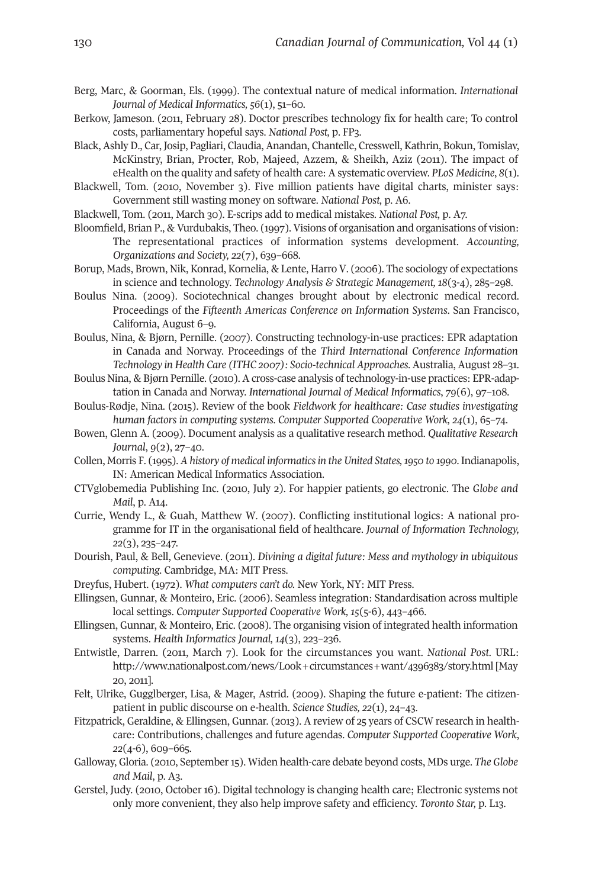Berg, Marc, & Goorman, Els. (1999). The contextual nature of medical information. *International Journal of Medical Informatics, 56*(1), 51–60.

Berkow, Jameson. (2011, February 28). Doctor prescribes technology fix for health care; To control costs, parliamentary hopeful says. *National Post,* p. FP3.

Black, Ashly D., Car, Josip, Pagliari, Claudia, Anandan, Chantelle, Cresswell, Kathrin, Bokun, Tomislav, McKinstry, Brian, Procter, Rob, Majeed, Azzem, & Sheikh, Aziz (2011). The impact of eHealth on the quality and safety of health care: A systematic overview. *PLoS Medicine*, *8*(1).

Blackwell, Tom. (2010, November 3). Five million patients have digital charts, minister says: Government still wasting money on software. *National Post,* p. A6.

Blackwell, Tom. (2011, March 30). E-scrips add to medical mistakes. *National Post,* p. A7.

Bloomfield, Brian P., & Vurdubakis, Theo. (1997). Visions of organisation and organisations of vision: The representational practices of information systems development. *Accounting, Organizations and Society, 22*(7), 639–668.

Borup, Mads, Brown, Nik, Konrad, Kornelia, & Lente, Harro V. (2006). The sociology of expectations in science and technology. *Technology Analysis & Strategic Management, 18*(3-4), 285–298.

Boulus Nina. (2009). Sociotechnical changes brought about by electronic medical record. Proceedings of the *Fifteenth Americas Conference on Information Systems*. San Francisco, California, August 6–9.

Boulus, Nina, & Bjørn, Pernille. (2007). Constructing technology-in-use practices: EPR adaptation in Canada and Norway. Proceedings of the *Third International Conference Information Technology in Health Care (ITHC 2007): Socio-technical Approaches.* Australia, August 28–31.

Boulus Nina, & Bjørn Pernille. (2010). A cross-case analysis of technology-in-use practices: EPR-adaptation in Canada and Norway. *International Journal of Medical Informatics*, *79*(6), 97–108.

Boulus-Rødje, Nina. (2015). Review of the book *Fieldwork for healthcare: Case studies investigating human factors in computing systems. Computer Supported Cooperative Work, 24*(1), 65–74.

Bowen, Glenn A. (2009). Document analysis as a qualitative research method. *Qualitative Research Journal*, *9*(2), 27–40.

Collen, Morris F. (1995). *A history of medical informatics in the United States, 1950 to 1990*. Indianapolis, IN: American Medical Informatics Association.

CTVglobemedia Publishing Inc. (2010, July 2). For happier patients, go electronic. The *Globe and Mail*, p. A14.

Currie, Wendy L., & Guah, Matthew W. (2007). Conflicting institutional logics: A national programme for IT in the organisational field of healthcare. *Journal of Information Technology, 22*(3), 235–247.

Dourish, Paul, & Bell, Genevieve. (2011). *Divining a digital future: Mess and mythology in ubiquitous computing.* Cambridge, MA: MIT Press.

Dreyfus, Hubert. (1972). *What computers can't do.* New York, NY: MIT Press.

Ellingsen, Gunnar, & Monteiro, Eric. (2006). Seamless integration: Standardisation across multiple local settings. *Computer Supported Cooperative Work, 15*(5-6), 443–466.

Ellingsen, Gunnar, & Monteiro, Eric. (2008). The organising vision of integrated health information systems. *Health Informatics Journal, 14*(3), 223–236.

Entwistle, Darren. (2011, March 7). Look for the circumstances you want. *National Post.* URL: http://www.nationalpost.com/news/Look+circumstances+want/4396383/story.html [May 20, 2011].

Felt, Ulrike, Gugglberger, Lisa, & Mager, Astrid. (2009). Shaping the future e-patient: The citizen-patient in public discourse on e-health. *Science Studies, 22*(1), 24–43.

Fitzpatrick, Geraldine, & Ellingsen, Gunnar. (2013). A review of 25 years of CSCW research in healthcare: Contributions, challenges and future agendas. *Computer Supported Cooperative Work*, *22*(4-6), 609–665.

Galloway, Gloria. (2010, September 15). Widen health-care debate beyond costs, MDs urge. *The Globe and Mail*, p. A3.

Gerstel, Judy. (2010, October 16). Digital technology is changing health care; Electronic systems not only more convenient, they also help improve safety and efficiency. *Toronto Star,* p. L13.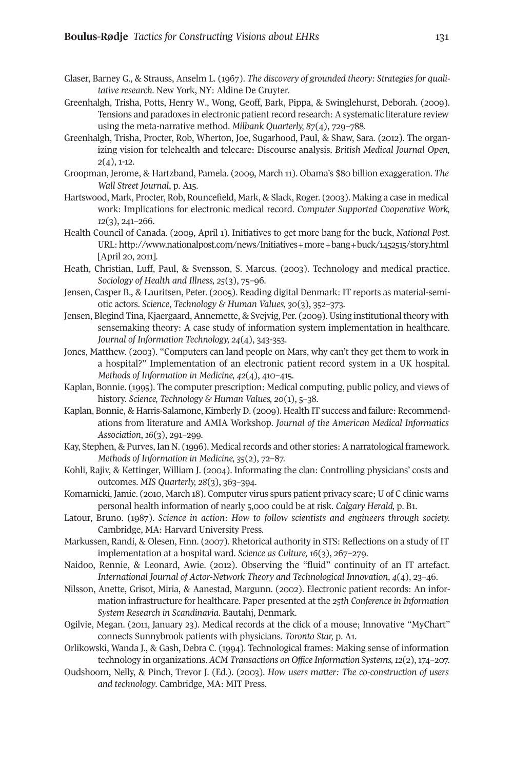Glaser, Barney G., & Strauss, Anselm L. (1967). *The discovery of grounded theory: Strategies for qualitative research.* New York, NY: Aldine De Gruyter.

Greenhalgh, Trisha, Potts, Henry W., Wong, Geoff, Bark, Pippa, & Swinglehurst, Deborah. (2009). Tensions and paradoxes in electronic patient record research: A systematic literature review using the meta-narrative method. *Milbank Quarterly, 87*(4), 729–788.

Greenhalgh, Trisha, Procter, Rob, Wherton, Joe, Sugarhood, Paul, & Shaw, Sara. (2012). The organizing vision for telehealth and telecare: Discourse analysis. *British Medical Journal Open, 2*(4), 1-12.

Groopman, Jerome, & Hartzband, Pamela. (2009, March 11). Obama's $80 billion exaggeration. *The Wall Street Journal*, p. A15.

Hartswood, Mark, Procter, Rob, Rouncefield, Mark, & Slack, Roger. (2003). Making a case in medical work: Implications for electronic medical record. *Computer Supported Cooperative Work, 12*(3), 241–266.

Health Council of Canada. (2009, April 1). Initiatives to get more bang for the buck, *National Post*. URL: http://www.nationalpost.com/news/Initiatives+more+bang+buck/1452515/story.html [April 20, 2011].

Heath, Christian, Luff, Paul, & Svensson, S. Marcus. (2003). Technology and medical practice. *Sociology of Health and Illness, 25*(3), 75–96.

Jensen, Casper B., & Lauritsen, Peter. (2005). Reading digital Denmark: IT reports as material-semiotic actors. *Science, Technology & Human Values, 30*(3), 352–373.

Jensen, Blegind Tina, Kjaergaard, Annemette, & Svejvig, Per. (2009). Using institutional theory with sensemaking theory: A case study of information system implementation in healthcare. *Journal of Information Technology, 24*(4), 343-353.

Jones, Matthew. (2003). "Computers can land people on Mars, why can't they get them to work in a hospital?" Implementation of an electronic patient record system in a UK hospital. *Methods of Information in Medicine, 42*(4), 410–415.

Kaplan, Bonnie. (1995). The computer prescription: Medical computing, public policy, and views of history. *Science, Technology & Human Values, 20*(1), 5–38.

Kaplan, Bonnie, & Harris-Salamone, Kimberly D. (2009). Health IT success and failure: Recommendations from literature and AMIA Workshop. *Journal of the American Medical Informatics Association*, *16*(3), 291–299.

Kay, Stephen, & Purves, Ian N. (1996). Medical records and other stories: A narratological framework. *Methods of Information in Medicine, 35*(2), 72–87.

Kohli, Rajiv, & Kettinger, William J. (2004). Informating the clan: Controlling physicians' costs and outcomes. *MIS Quarterly, 28*(3), 363–394.

Komarnicki, Jamie. (2010, March 18). Computer virus spurs patient privacy scare; U of C clinic warns personal health information of nearly 5,000 could be at risk. *Calgary Herald,* p. B1.

Latour, Bruno. (1987). *Science in action: How to follow scientists and engineers through society.* Cambridge, MA: Harvard University Press.

Markussen, Randi, & Olesen, Finn. (2007). Rhetorical authority in STS: Reflections on a study of IT implementation at a hospital ward. *Science as Culture, 16*(3), 267–279.

Naidoo, Rennie, & Leonard, Awie. (2012). Observing the "fluid" continuity of an IT artefact. *International Journal of Actor-Network Theory and Technological Innovation, 4*(4), 23–46.

Nilsson, Anette, Grisot, Miria, & Aanestad, Margunn. (2002). Electronic patient records: An information infrastructure for healthcare. Paper presented at the *25th Conference in Information System Research in Scandinavia*. Bautahj, Denmark.

Ogilvie, Megan. (2011, January 23). Medical records at the click of a mouse; Innovative "MyChart" connects Sunnybrook patients with physicians. *Toronto Star,* p. A1.

Orlikowski, Wanda J., & Gash, Debra C. (1994). Technological frames: Making sense of information technology in organizations. *ACM Transactions on Office Information Systems, 12*(2), 174–207.

Oudshoorn, Nelly, & Pinch, Trevor J. (Ed.). (2003). *How users matter: The co-construction of users and technology*. Cambridge, MA: MIT Press.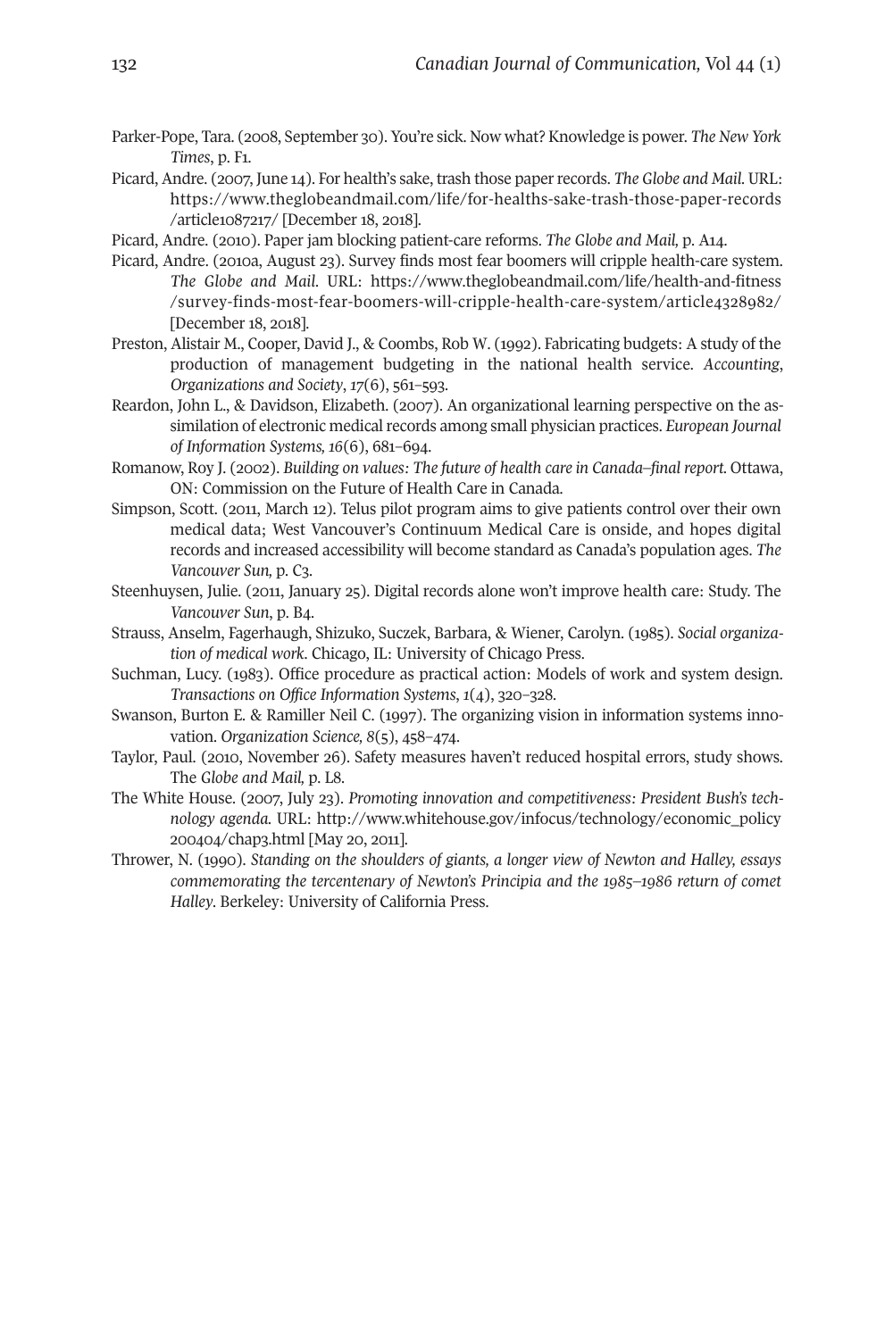Parker-Pope, Tara. (2008, September 30). You're sick. Now what? Knowledge is power. *The New York Times*, p. F1.

Picard, Andre. (2007, June 14). For health's sake, trash those paper records. *The Globe and Mail.* URL: https://www.theglobeandmail.com/life/for-healths-sake-trash-those-paper-records/article1087217/ [December 18, 2018].

Picard, Andre. (2010). Paper jam blocking patient-care reforms. *The Globe and Mail,* p. A14.

Picard, Andre. (2010a, August 23). Survey finds most fear boomers will cripple health-care system. *The Globe and Mail.* URL: https://www.theglobeandmail.com/life/health-and-fitness/survey-finds-most-fear-boomers-will-cripple-health-care-system/article4328982/ [December 18, 2018].

Preston, Alistair M., Cooper, David J., & Coombs, Rob W. (1992). Fabricating budgets: A study of the production of management budgeting in the national health service. *Accounting, Organizations and Society*, *17*(6), 561–593.

Reardon, John L., & Davidson, Elizabeth. (2007). An organizational learning perspective on the assimilation of electronic medical records among small physician practices. *European Journal of Information Systems, 16*(6), 681–694.

Romanow, Roy J. (2002). *Building on values: The future of health care in Canada–final report.* Ottawa, ON: Commission on the Future of Health Care in Canada.

Simpson, Scott. (2011, March 12). Telus pilot program aims to give patients control over their own medical data; West Vancouver's Continuum Medical Care is onside, and hopes digital records and increased accessibility will become standard as Canada's population ages. *The Vancouver Sun,* p. C3.

Steenhuysen, Julie. (2011, January 25). Digital records alone won't improve health care: Study. The *Vancouver Sun*, p. B4.

Strauss, Anselm, Fagerhaugh, Shizuko, Suczek, Barbara, & Wiener, Carolyn. (1985). *Social organization of medical work*. Chicago, IL: University of Chicago Press.

Suchman, Lucy. (1983). Office procedure as practical action: Models of work and system design. *Transactions on Office Information Systems*, *1*(4), 320–328.

Swanson, Burton E. & Ramiller Neil C. (1997). The organizing vision in information systems innovation. *Organization Science, 8*(5), 458–474.

Taylor, Paul. (2010, November 26). Safety measures haven't reduced hospital errors, study shows. The *Globe and Mail,* p. L8.

The White House. (2007, July 23). *Promoting innovation and competitiveness: President Bush's technology agenda.* URL: http://www.whitehouse.gov/infocus/technology/economic_policy200404/chap3.html [May 20, 2011].

Thrower, N. (1990). *Standing on the shoulders of giants, a longer view of Newton and Halley, essays commemorating the tercentenary of Newton's Principia and the 1985–1986 return of comet Halley*. Berkeley: University of California Press.